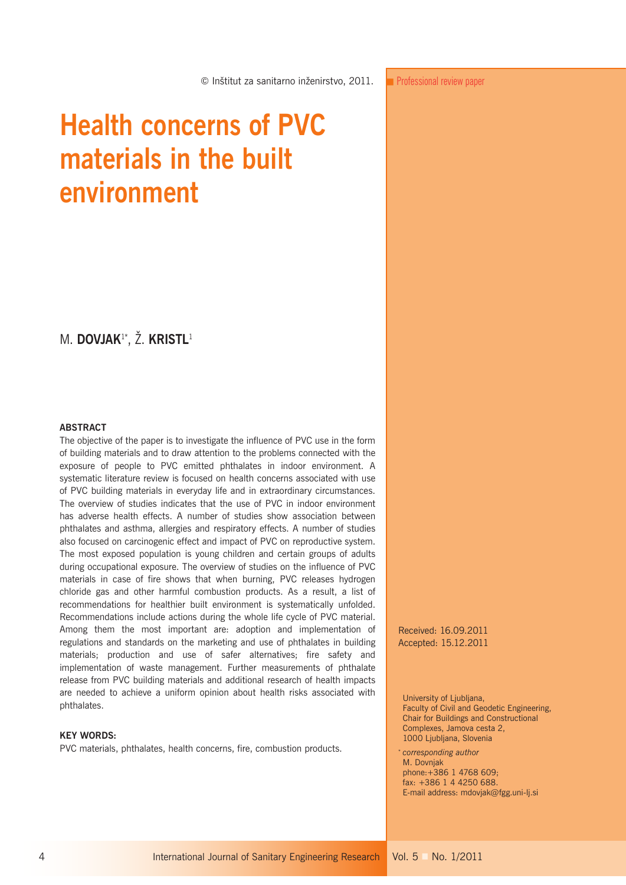© Inštitut za sanitarno inženirstvo, 2011.

Professional review paper

# Health concerns of PVC materials in the built environment

M. **DOVJAK**[1*], Ž. **KRISTL**[1]

**ABSTRACT**

The objective of the paper is to investigate the influence of PVC use in the form of building materials and to draw attention to the problems connected with the exposure of people to PVC emitted phthalates in indoor environment. A systematic literature review is focused on health concerns associated with use of PVC building materials in everyday life and in extraordinary circumstances. The overview of studies indicates that the use of PVC in indoor environment has adverse health effects. A number of studies show association between phthalates and asthma, allergies and respiratory effects. A number of studies also focused on carcinogenic effect and impact of PVC on reproductive system. The most exposed population is young children and certain groups of adults during occupational exposure. The overview of studies on the influence of PVC materials in case of fire shows that when burning, PVC releases hydrogen chloride gas and other harmful combustion products. As a result, a list of recommendations for healthier built environment is systematically unfolded. Recommendations include actions during the whole life cycle of PVC material. Among them the most important are: adoption and implementation of regulations and standards on the marketing and use of phthalates in building materials; production and use of safer alternatives; fire safety and implementation of waste management. Further measurements of phthalate release from PVC building materials and additional research of health impacts are needed to achieve a uniform opinion about health risks associated with phthalates.

**KEY WORDS:**

PVC materials, phthalates, health concerns, fire, combustion products.

Received: 16.09.2011
Accepted: 15.12.2011

University of Ljubljana,
Faculty of Civil and Geodetic Engineering,
Chair for Buildings and Constructional Complexes, Jamova cesta 2,
1000 Ljubljana, Slovenia

[*] *corresponding author*
M. Dovnjak
phone:+386 1 4768 609;
fax: +386 1 4 4250 688.
E-mail address: mdovjak@fgg.uni-lj.si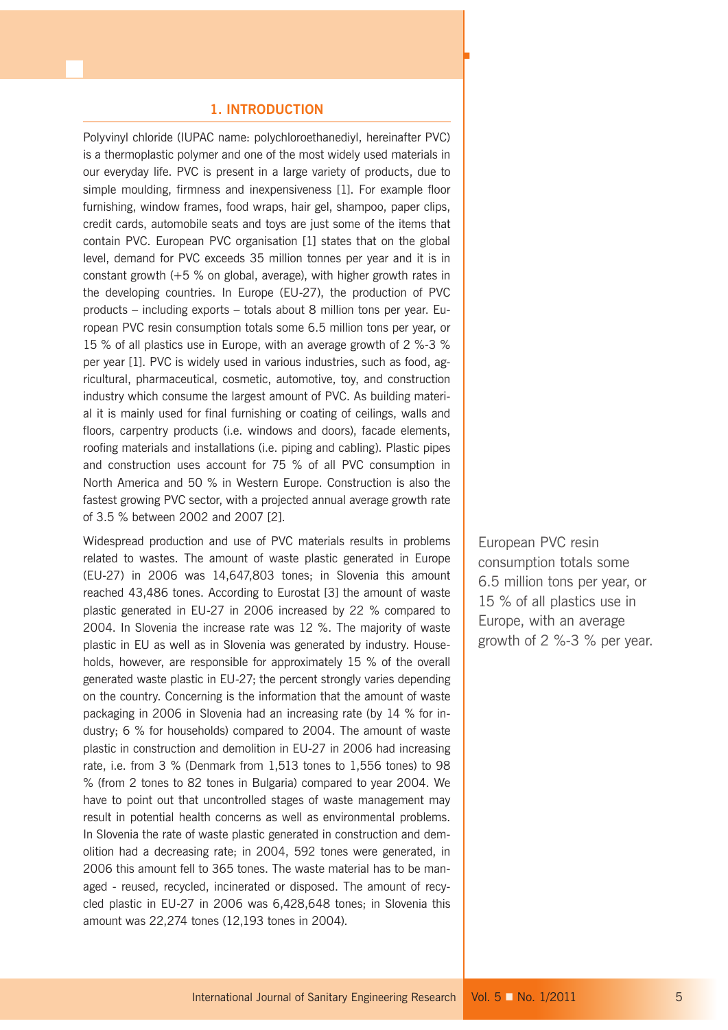## 1. INTRODUCTION

Polyvinyl chloride (IUPAC name: polychloroethanediyl, hereinafter PVC) is a thermoplastic polymer and one of the most widely used materials in our everyday life. PVC is present in a large variety of products, due to simple moulding, firmness and inexpensiveness [1]. For example floor furnishing, window frames, food wraps, hair gel, shampoo, paper clips, credit cards, automobile seats and toys are just some of the items that contain PVC. European PVC organisation [1] states that on the global level, demand for PVC exceeds 35 million tonnes per year and it is in constant growth (+5 % on global, average), with higher growth rates in the developing countries. In Europe (EU-27), the production of PVC products – including exports – totals about 8 million tons per year. European PVC resin consumption totals some 6.5 million tons per year, or 15 % of all plastics use in Europe, with an average growth of 2 %-3 % per year [1]. PVC is widely used in various industries, such as food, agricultural, pharmaceutical, cosmetic, automotive, toy, and construction industry which consume the largest amount of PVC. As building material it is mainly used for final furnishing or coating of ceilings, walls and floors, carpentry products (i.e. windows and doors), facade elements, roofing materials and installations (i.e. piping and cabling). Plastic pipes and construction uses account for 75 % of all PVC consumption in North America and 50 % in Western Europe. Construction is also the fastest growing PVC sector, with a projected annual average growth rate of 3.5 % between 2002 and 2007 [2].

Widespread production and use of PVC materials results in problems related to wastes. The amount of waste plastic generated in Europe (EU-27) in 2006 was 14,647,803 tones; in Slovenia this amount reached 43,486 tones. According to Eurostat [3] the amount of waste plastic generated in EU-27 in 2006 increased by 22 % compared to 2004. In Slovenia the increase rate was 12 %. The majority of waste plastic in EU as well as in Slovenia was generated by industry. Households, however, are responsible for approximately 15 % of the overall generated waste plastic in EU-27; the percent strongly varies depending on the country. Concerning is the information that the amount of waste packaging in 2006 in Slovenia had an increasing rate (by 14 % for industry; 6 % for households) compared to 2004. The amount of waste plastic in construction and demolition in EU-27 in 2006 had increasing rate, i.e. from 3 % (Denmark from 1,513 tones to 1,556 tones) to 98 % (from 2 tones to 82 tones in Bulgaria) compared to year 2004. We have to point out that uncontrolled stages of waste management may result in potential health concerns as well as environmental problems. In Slovenia the rate of waste plastic generated in construction and demolition had a decreasing rate; in 2004, 592 tones were generated, in 2006 this amount fell to 365 tones. The waste material has to be managed - reused, recycled, incinerated or disposed. The amount of recycled plastic in EU-27 in 2006 was 6,428,648 tones; in Slovenia this amount was 22,274 tones (12,193 tones in 2004).

European PVC resin consumption totals some 6.5 million tons per year, or 15 % of all plastics use in Europe, with an average growth of 2 %-3 % per year.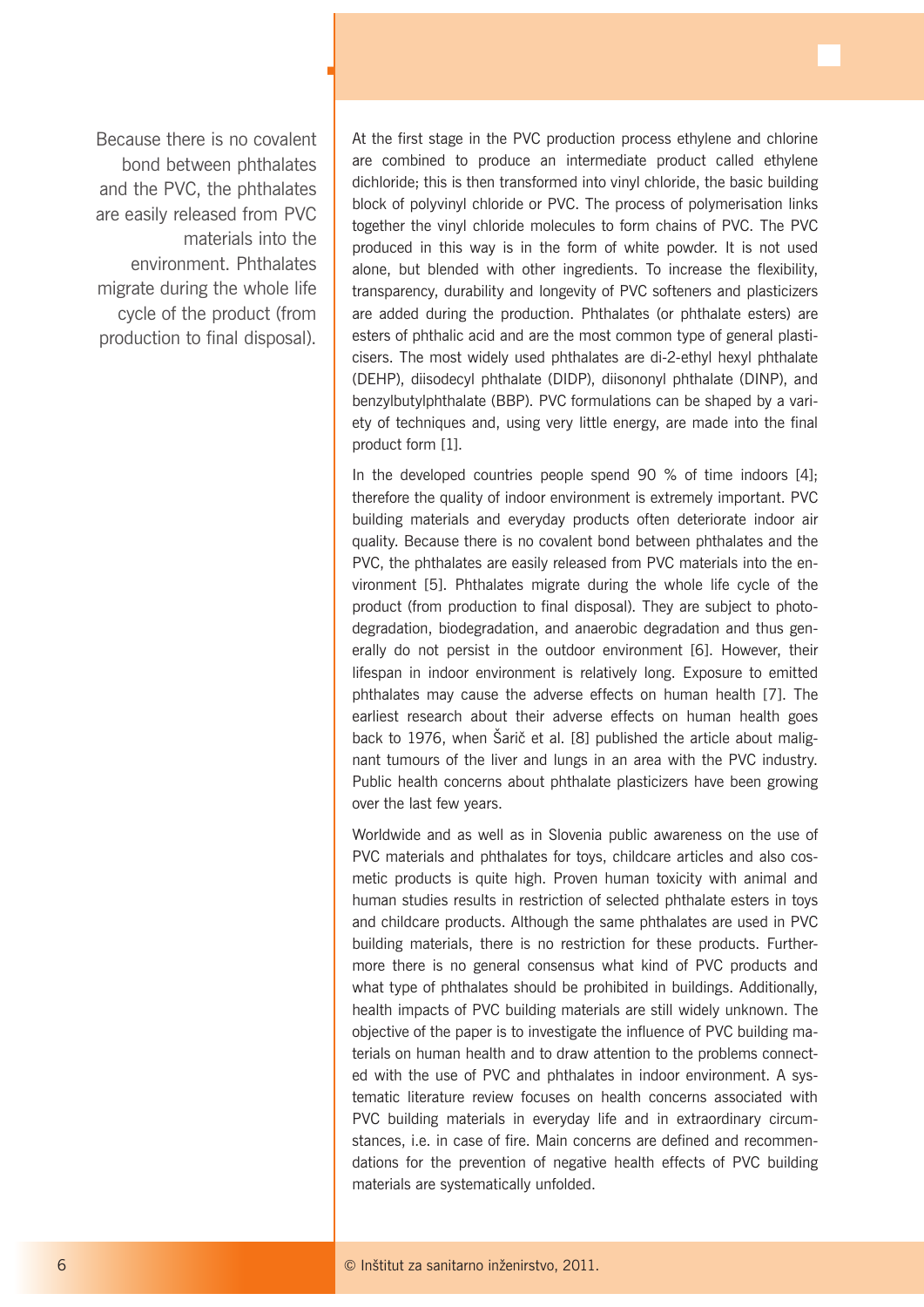> Because there is no covalent bond between phthalates and the PVC, the phthalates are easily released from PVC materials into the environment. Phthalates migrate during the whole life cycle of the product (from production to final disposal).

At the first stage in the PVC production process ethylene and chlorine are combined to produce an intermediate product called ethylene dichloride; this is then transformed into vinyl chloride, the basic building block of polyvinyl chloride or PVC. The process of polymerisation links together the vinyl chloride molecules to form chains of PVC. The PVC produced in this way is in the form of white powder. It is not used alone, but blended with other ingredients. To increase the flexibility, transparency, durability and longevity of PVC softeners and plasticizers are added during the production. Phthalates (or phthalate esters) are esters of phthalic acid and are the most common type of general plasticisers. The most widely used phthalates are di-2-ethyl hexyl phthalate (DEHP), diisodecyl phthalate (DIDP), diisononyl phthalate (DINP), and benzylbutylphthalate (BBP). PVC formulations can be shaped by a variety of techniques and, using very little energy, are made into the final product form [1].

In the developed countries people spend 90 % of time indoors [4]; therefore the quality of indoor environment is extremely important. PVC building materials and everyday products often deteriorate indoor air quality. Because there is no covalent bond between phthalates and the PVC, the phthalates are easily released from PVC materials into the environment [5]. Phthalates migrate during the whole life cycle of the product (from production to final disposal). They are subject to photodegradation, biodegradation, and anaerobic degradation and thus generally do not persist in the outdoor environment [6]. However, their lifespan in indoor environment is relatively long. Exposure to emitted phthalates may cause the adverse effects on human health [7]. The earliest research about their adverse effects on human health goes back to 1976, when Šarič et al. [8] published the article about malignant tumours of the liver and lungs in an area with the PVC industry. Public health concerns about phthalate plasticizers have been growing over the last few years.

Worldwide and as well as in Slovenia public awareness on the use of PVC materials and phthalates for toys, childcare articles and also cosmetic products is quite high. Proven human toxicity with animal and human studies results in restriction of selected phthalate esters in toys and childcare products. Although the same phthalates are used in PVC building materials, there is no restriction for these products. Furthermore there is no general consensus what kind of PVC products and what type of phthalates should be prohibited in buildings. Additionally, health impacts of PVC building materials are still widely unknown. The objective of the paper is to investigate the influence of PVC building materials on human health and to draw attention to the problems connected with the use of PVC and phthalates in indoor environment. A systematic literature review focuses on health concerns associated with PVC building materials in everyday life and in extraordinary circumstances, i.e. in case of fire. Main concerns are defined and recommendations for the prevention of negative health effects of PVC building materials are systematically unfolded.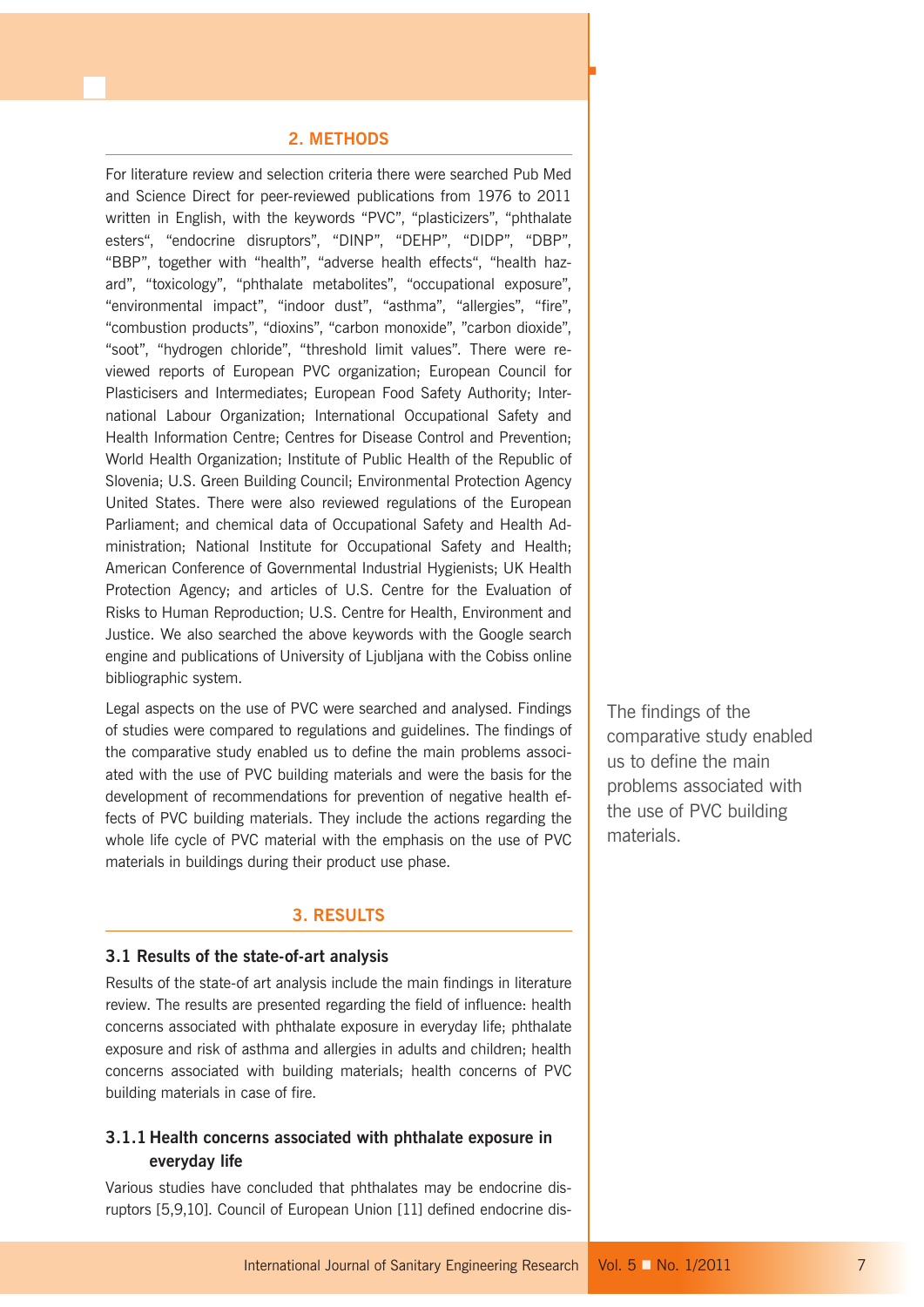## 2. METHODS

For literature review and selection criteria there were searched Pub Med and Science Direct for peer-reviewed publications from 1976 to 2011 written in English, with the keywords "PVC", "plasticizers", "phthalate esters", "endocrine disruptors", "DINP", "DEHP", "DIDP", "DBP", "BBP", together with "health", "adverse health effects", "health hazard", "toxicology", "phthalate metabolites", "occupational exposure", "environmental impact", "indoor dust", "asthma", "allergies", "fire", "combustion products", "dioxins", "carbon monoxide", "carbon dioxide", "soot", "hydrogen chloride", "threshold limit values". There were reviewed reports of European PVC organization; European Council for Plasticisers and Intermediates; European Food Safety Authority; International Labour Organization; International Occupational Safety and Health Information Centre; Centres for Disease Control and Prevention; World Health Organization; Institute of Public Health of the Republic of Slovenia; U.S. Green Building Council; Environmental Protection Agency United States. There were also reviewed regulations of the European Parliament; and chemical data of Occupational Safety and Health Administration; National Institute for Occupational Safety and Health; American Conference of Governmental Industrial Hygienists; UK Health Protection Agency; and articles of U.S. Centre for the Evaluation of Risks to Human Reproduction; U.S. Centre for Health, Environment and Justice. We also searched the above keywords with the Google search engine and publications of University of Ljubljana with the Cobiss online bibliographic system.

Legal aspects on the use of PVC were searched and analysed. Findings of studies were compared to regulations and guidelines. The findings of the comparative study enabled us to define the main problems associated with the use of PVC building materials and were the basis for the development of recommendations for prevention of negative health effects of PVC building materials. They include the actions regarding the whole life cycle of PVC material with the emphasis on the use of PVC materials in buildings during their product use phase.

The findings of the comparative study enabled us to define the main problems associated with the use of PVC building materials.

## 3. RESULTS

### 3.1 Results of the state-of-art analysis

Results of the state-of art analysis include the main findings in literature review. The results are presented regarding the field of influence: health concerns associated with phthalate exposure in everyday life; phthalate exposure and risk of asthma and allergies in adults and children; health concerns associated with building materials; health concerns of PVC building materials in case of fire.

#### 3.1.1 Health concerns associated with phthalate exposure in everyday life

Various studies have concluded that phthalates may be endocrine disruptors [5,9,10]. Council of European Union [11] defined endocrine dis-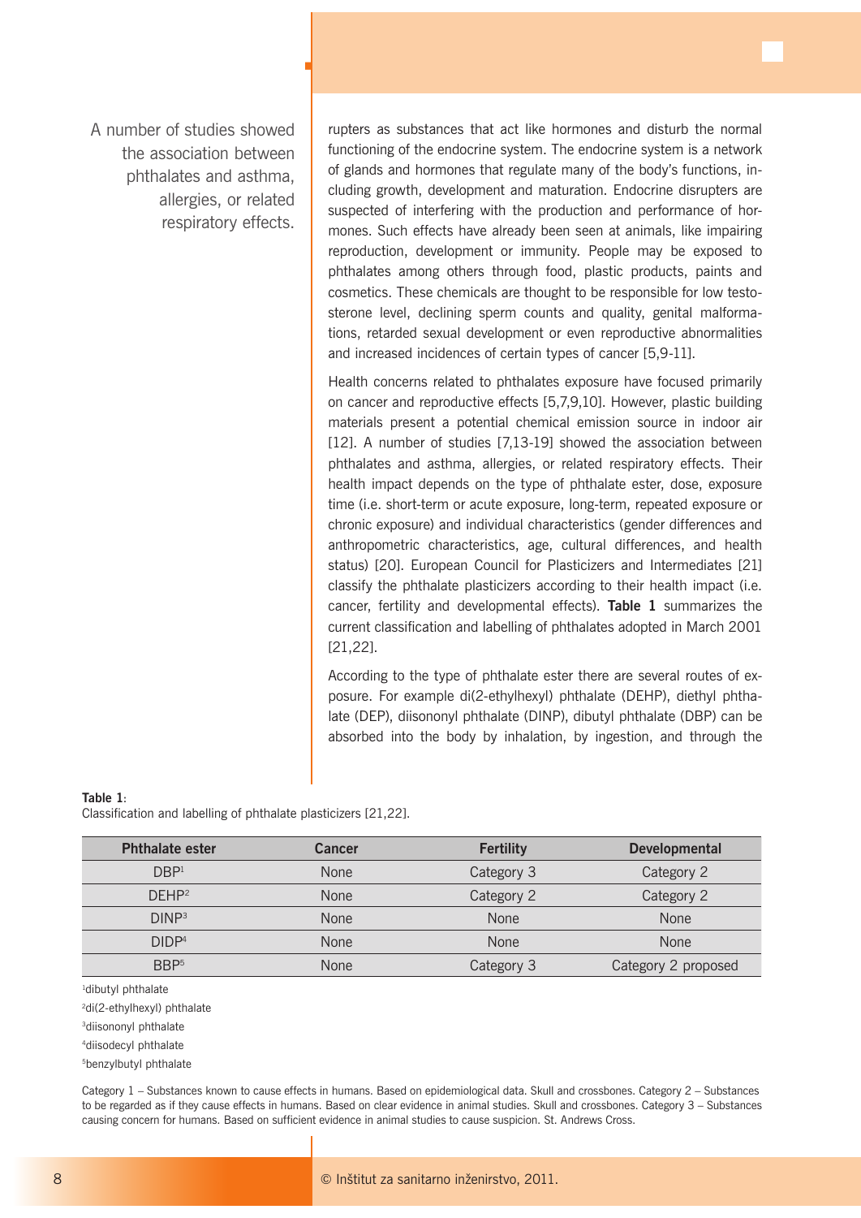A number of studies showed the association between phthalates and asthma, allergies, or related respiratory effects.

rupters as substances that act like hormones and disturb the normal functioning of the endocrine system. The endocrine system is a network of glands and hormones that regulate many of the body's functions, including growth, development and maturation. Endocrine disrupters are suspected of interfering with the production and performance of hormones. Such effects have already been seen at animals, like impairing reproduction, development or immunity. People may be exposed to phthalates among others through food, plastic products, paints and cosmetics. These chemicals are thought to be responsible for low testosterone level, declining sperm counts and quality, genital malformations, retarded sexual development or even reproductive abnormalities and increased incidences of certain types of cancer [5,9-11].

Health concerns related to phthalates exposure have focused primarily on cancer and reproductive effects [5,7,9,10]. However, plastic building materials present a potential chemical emission source in indoor air [12]. A number of studies [7,13-19] showed the association between phthalates and asthma, allergies, or related respiratory effects. Their health impact depends on the type of phthalate ester, dose, exposure time (i.e. short-term or acute exposure, long-term, repeated exposure or chronic exposure) and individual characteristics (gender differences and anthropometric characteristics, age, cultural differences, and health status) [20]. European Council for Plasticizers and Intermediates [21] classify the phthalate plasticizers according to their health impact (i.e. cancer, fertility and developmental effects). **Table 1** summarizes the current classification and labelling of phthalates adopted in March 2001 [21,22].

According to the type of phthalate ester there are several routes of exposure. For example di(2-ethylhexyl) phthalate (DEHP), diethyl phthalate (DEP), diisononyl phthalate (DINP), dibutyl phthalate (DBP) can be absorbed into the body by inhalation, by ingestion, and through the

**Table 1**:
Classification and labelling of phthalate plasticizers [21,22].

| Phthalate ester | Cancer | Fertility | Developmental |
|---|---|---|---|
| DBP[1] | None | Category 3 | Category 2 |
| DEHP[2] | None | Category 2 | Category 2 |
| DINP[3] | None | None | None |
| DIDP[4] | None | None | None |
| BBP[5] | None | Category 3 | Category 2 proposed |

[1]dibutyl phthalate
[2]di(2-ethylhexyl) phthalate
[3]diisononyl phthalate
[4]diisodecyl phthalate
[5]benzylbutyl phthalate

Category 1 – Substances known to cause effects in humans. Based on epidemiological data. Skull and crossbones. Category 2 – Substances to be regarded as if they cause effects in humans. Based on clear evidence in animal studies. Skull and crossbones. Category 3 – Substances causing concern for humans. Based on sufficient evidence in animal studies to cause suspicion. St. Andrews Cross.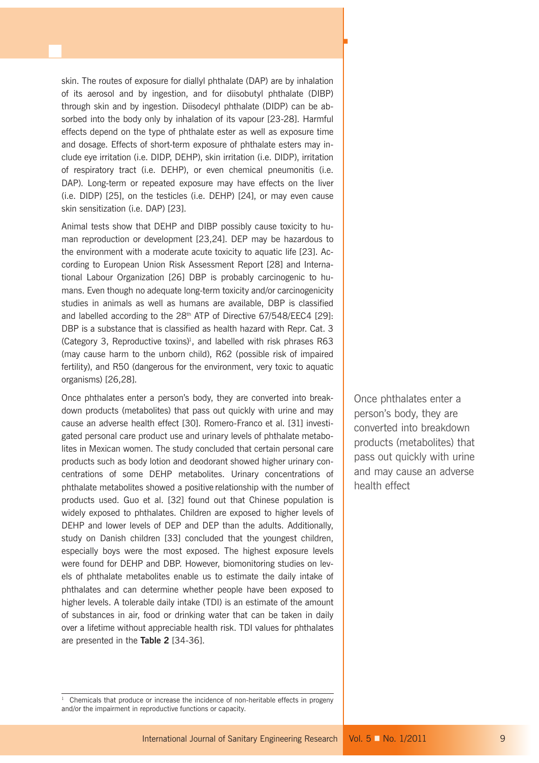skin. The routes of exposure for diallyl phthalate (DAP) are by inhalation of its aerosol and by ingestion, and for diisobutyl phthalate (DIBP) through skin and by ingestion. Diisodecyl phthalate (DIDP) can be absorbed into the body only by inhalation of its vapour [23-28]. Harmful effects depend on the type of phthalate ester as well as exposure time and dosage. Effects of short-term exposure of phthalate esters may include eye irritation (i.e. DIDP, DEHP), skin irritation (i.e. DIDP), irritation of respiratory tract (i.e. DEHP), or even chemical pneumonitis (i.e. DAP). Long-term or repeated exposure may have effects on the liver (i.e. DIDP) [25], on the testicles (i.e. DEHP) [24], or may even cause skin sensitization (i.e. DAP) [23].

Animal tests show that DEHP and DIBP possibly cause toxicity to human reproduction or development [23,24]. DEP may be hazardous to the environment with a moderate acute toxicity to aquatic life [23]. According to European Union Risk Assessment Report [28] and International Labour Organization [26] DBP is probably carcinogenic to humans. Even though no adequate long-term toxicity and/or carcinogenicity studies in animals as well as humans are available, DBP is classified and labelled according to the 28th ATP of Directive 67/548/EEC4 [29]: DBP is a substance that is classified as health hazard with Repr. Cat. 3 (Category 3, Reproductive toxins)[1], and labelled with risk phrases R63 (may cause harm to the unborn child), R62 (possible risk of impaired fertility), and R50 (dangerous for the environment, very toxic to aquatic organisms) [26,28].

Once phthalates enter a person's body, they are converted into breakdown products (metabolites) that pass out quickly with urine and may cause an adverse health effect [30]. Romero-Franco et al. [31] investigated personal care product use and urinary levels of phthalate metabolites in Mexican women. The study concluded that certain personal care products such as body lotion and deodorant showed higher urinary concentrations of some DEHP metabolites. Urinary concentrations of phthalate metabolites showed a positive relationship with the number of products used. Guo et al. [32] found out that Chinese population is widely exposed to phthalates. Children are exposed to higher levels of DEHP and lower levels of DEP and DEP than the adults. Additionally, study on Danish children [33] concluded that the youngest children, especially boys were the most exposed. The highest exposure levels were found for DEHP and DBP. However, biomonitoring studies on levels of phthalate metabolites enable us to estimate the daily intake of phthalates and can determine whether people have been exposed to higher levels. A tolerable daily intake (TDI) is an estimate of the amount of substances in air, food or drinking water that can be taken in daily over a lifetime without appreciable health risk. TDI values for phthalates are presented in the **Table 2** [34-36].

> Once phthalates enter a person's body, they are converted into breakdown products (metabolites) that pass out quickly with urine and may cause an adverse health effect

---

[1] Chemicals that produce or increase the incidence of non-heritable effects in progeny and/or the impairment in reproductive functions or capacity.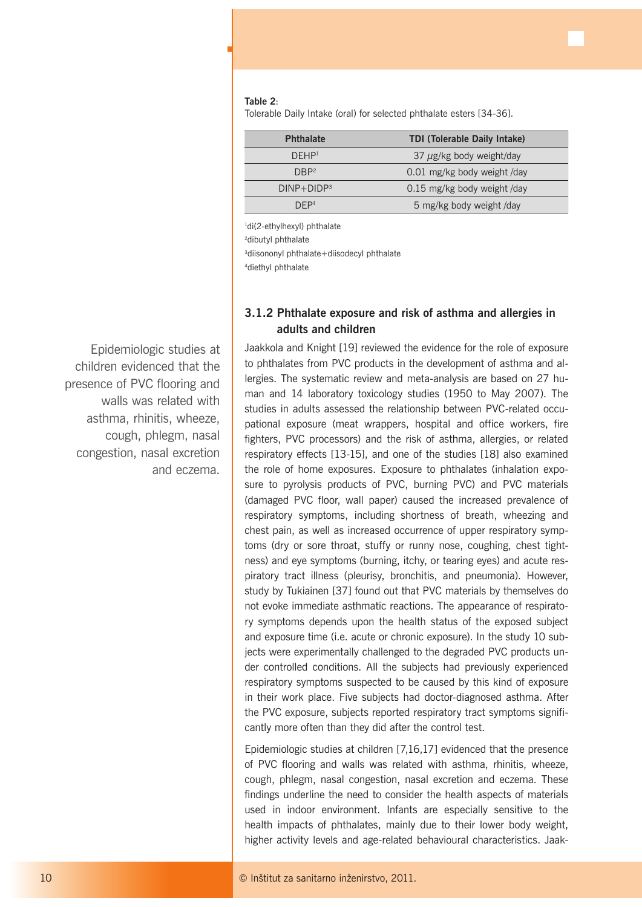**Table 2**:
Tolerable Daily Intake (oral) for selected phthalate esters [34-36].

| Phthalate | TDI (Tolerable Daily Intake) |
|---|---|
| DEHP[1] | 37 $\mu$g/kg body weight/day |
| DBP[2] | 0.01 mg/kg body weight /day |
| DINP+DIDP[3] | 0.15 mg/kg body weight /day |
| DEP[4] | 5 mg/kg body weight /day |

[1]di(2-ethylhexyl) phthalate
[2]dibutyl phthalate
[3]diisononyl phthalate+diisodecyl phthalate
[4]diethyl phthalate

### 3.1.2 Phthalate exposure and risk of asthma and allergies in adults and children

Epidemiologic studies at children evidenced that the presence of PVC flooring and walls was related with asthma, rhinitis, wheeze, cough, phlegm, nasal congestion, nasal excretion and eczema.

Jaakkola and Knight [19] reviewed the evidence for the role of exposure to phthalates from PVC products in the development of asthma and allergies. The systematic review and meta-analysis are based on 27 human and 14 laboratory toxicology studies (1950 to May 2007). The studies in adults assessed the relationship between PVC-related occupational exposure (meat wrappers, hospital and office workers, fire fighters, PVC processors) and the risk of asthma, allergies, or related respiratory effects [13-15], and one of the studies [18] also examined the role of home exposures. Exposure to phthalates (inhalation exposure to pyrolysis products of PVC, burning PVC) and PVC materials (damaged PVC floor, wall paper) caused the increased prevalence of respiratory symptoms, including shortness of breath, wheezing and chest pain, as well as increased occurrence of upper respiratory symptoms (dry or sore throat, stuffy or runny nose, coughing, chest tightness) and eye symptoms (burning, itchy, or tearing eyes) and acute respiratory tract illness (pleurisy, bronchitis, and pneumonia). However, study by Tukiainen [37] found out that PVC materials by themselves do not evoke immediate asthmatic reactions. The appearance of respiratory symptoms depends upon the health status of the exposed subject and exposure time (i.e. acute or chronic exposure). In the study 10 subjects were experimentally challenged to the degraded PVC products under controlled conditions. All the subjects had previously experienced respiratory symptoms suspected to be caused by this kind of exposure in their work place. Five subjects had doctor-diagnosed asthma. After the PVC exposure, subjects reported respiratory tract symptoms significantly more often than they did after the control test.

Epidemiologic studies at children [7,16,17] evidenced that the presence of PVC flooring and walls was related with asthma, rhinitis, wheeze, cough, phlegm, nasal congestion, nasal excretion and eczema. These findings underline the need to consider the health aspects of materials used in indoor environment. Infants are especially sensitive to the health impacts of phthalates, mainly due to their lower body weight, higher activity levels and age-related behavioural characteristics. Jaak-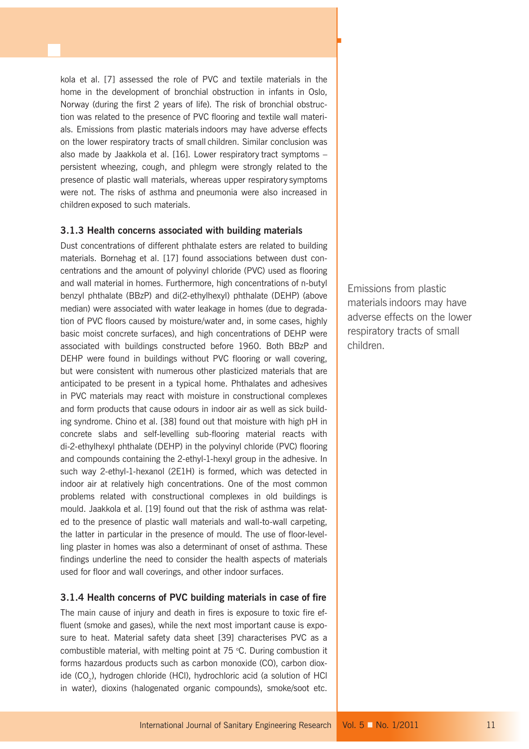kola et al. [7] assessed the role of PVC and textile materials in the home in the development of bronchial obstruction in infants in Oslo, Norway (during the first 2 years of life). The risk of bronchial obstruction was related to the presence of PVC flooring and textile wall materials. Emissions from plastic materials indoors may have adverse effects on the lower respiratory tracts of small children. Similar conclusion was also made by Jaakkola et al. [16]. Lower respiratory tract symptoms – persistent wheezing, cough, and phlegm were strongly related to the presence of plastic wall materials, whereas upper respiratory symptoms were not. The risks of asthma and pneumonia were also increased in children exposed to such materials.

### 3.1.3 Health concerns associated with building materials

Dust concentrations of different phthalate esters are related to building materials. Bornehag et al. [17] found associations between dust concentrations and the amount of polyvinyl chloride (PVC) used as flooring and wall material in homes. Furthermore, high concentrations of n-butyl benzyl phthalate (BBzP) and di(2-ethylhexyl) phthalate (DEHP) (above median) were associated with water leakage in homes (due to degradation of PVC floors caused by moisture/water and, in some cases, highly basic moist concrete surfaces), and high concentrations of DEHP were associated with buildings constructed before 1960. Both BBzP and DEHP were found in buildings without PVC flooring or wall covering, but were consistent with numerous other plasticized materials that are anticipated to be present in a typical home. Phthalates and adhesives in PVC materials may react with moisture in constructional complexes and form products that cause odours in indoor air as well as sick building syndrome. Chino et al. [38] found out that moisture with high pH in concrete slabs and self-levelling sub-flooring material reacts with di-2-ethylhexyl phthalate (DEHP) in the polyvinyl chloride (PVC) flooring and compounds containing the 2-ethyl-1-hexyl group in the adhesive. In such way 2-ethyl-1-hexanol (2E1H) is formed, which was detected in indoor air at relatively high concentrations. One of the most common problems related with constructional complexes in old buildings is mould. Jaakkola et al. [19] found out that the risk of asthma was related to the presence of plastic wall materials and wall-to-wall carpeting, the latter in particular in the presence of mould. The use of floor-levelling plaster in homes was also a determinant of onset of asthma. These findings underline the need to consider the health aspects of materials used for floor and wall coverings, and other indoor surfaces.

Emissions from plastic materials indoors may have adverse effects on the lower respiratory tracts of small children.

### 3.1.4 Health concerns of PVC building materials in case of fire

The main cause of injury and death in fires is exposure to toxic fire effluent (smoke and gases), while the next most important cause is exposure to heat. Material safety data sheet [39] characterises PVC as a combustible material, with melting point at 75 °C. During combustion it forms hazardous products such as carbon monoxide (CO), carbon dioxide ($CO_2$), hydrogen chloride (HCl), hydrochloric acid (a solution of HCl in water), dioxins (halogenated organic compounds), smoke/soot etc.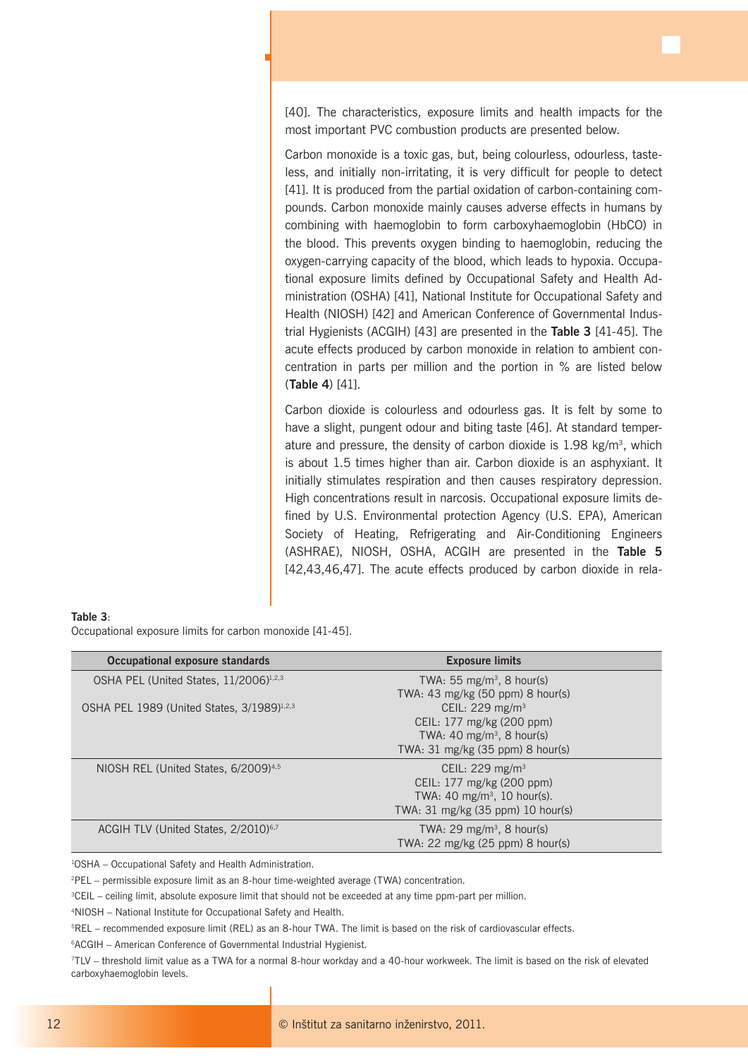[40]. The characteristics, exposure limits and health impacts for the most important PVC combustion products are presented below.

Carbon monoxide is a toxic gas, but, being colourless, odourless, tasteless, and initially non-irritating, it is very difficult for people to detect [41]. It is produced from the partial oxidation of carbon-containing compounds. Carbon monoxide mainly causes adverse effects in humans by combining with haemoglobin to form carboxyhaemoglobin (HbCO) in the blood. This prevents oxygen binding to haemoglobin, reducing the oxygen-carrying capacity of the blood, which leads to hypoxia. Occupational exposure limits defined by Occupational Safety and Health Administration (OSHA) [41], National Institute for Occupational Safety and Health (NIOSH) [42] and American Conference of Governmental Industrial Hygienists (ACGIH) [43] are presented in the **Table 3** [41-45]. The acute effects produced by carbon monoxide in relation to ambient concentration in parts per million and the portion in % are listed below (**Table 4**) [41].

Carbon dioxide is colourless and odourless gas. It is felt by some to have a slight, pungent odour and biting taste [46]. At standard temperature and pressure, the density of carbon dioxide is 1.98 kg/m$^3$, which is about 1.5 times higher than air. Carbon dioxide is an asphyxiant. It initially stimulates respiration and then causes respiratory depression. High concentrations result in narcosis. Occupational exposure limits defined by U.S. Environmental protection Agency (U.S. EPA), American Society of Heating, Refrigerating and Air-Conditioning Engineers (ASHRAE), NIOSH, OSHA, ACGIH are presented in the **Table 5** [42,43,46,47]. The acute effects produced by carbon dioxide in rela-

**Table 3**:
Occupational exposure limits for carbon monoxide [41-45].

| Occupational exposure standards | Exposure limits |
|---|---|
| OSHA PEL (United States, 11/2006)[1,2,3] | TWA: 55 mg/m$^3$, 8 hour(s)<br>TWA: 43 mg/kg (50 ppm) 8 hour(s) |
| OSHA PEL 1989 (United States, 3/1989)[1,2,3] | CEIL: 229 mg/m$^3$<br>CEIL: 177 mg/kg (200 ppm)<br>TWA: 40 mg/m$^3$, 8 hour(s)<br>TWA: 31 mg/kg (35 ppm) 8 hour(s) |
| NIOSH REL (United States, 6/2009)[4,5] | CEIL: 229 mg/m$^3$<br>CEIL: 177 mg/kg (200 ppm)<br>TWA: 40 mg/m$^3$, 10 hour(s).<br>TWA: 31 mg/kg (35 ppm) 10 hour(s) |
| ACGIH TLV (United States, 2/2010)[6,7] | TWA: 29 mg/m$^3$, 8 hour(s)<br>TWA: 22 mg/kg (25 ppm) 8 hour(s) |

[1]OSHA – Occupational Safety and Health Administration.

[2]PEL – permissible exposure limit as an 8-hour time-weighted average (TWA) concentration.

[3]CEIL – ceiling limit, absolute exposure limit that should not be exceeded at any time ppm-part per million.

[4]NIOSH – National Institute for Occupational Safety and Health.

[5]REL – recommended exposure limit (REL) as an 8-hour TWA. The limit is based on the risk of cardiovascular effects.

[6]ACGIH – American Conference of Governmental Industrial Hygienist.

[7]TLV – threshold limit value as a TWA for a normal 8-hour workday and a 40-hour workweek. The limit is based on the risk of elevated carboxyhaemoglobin levels.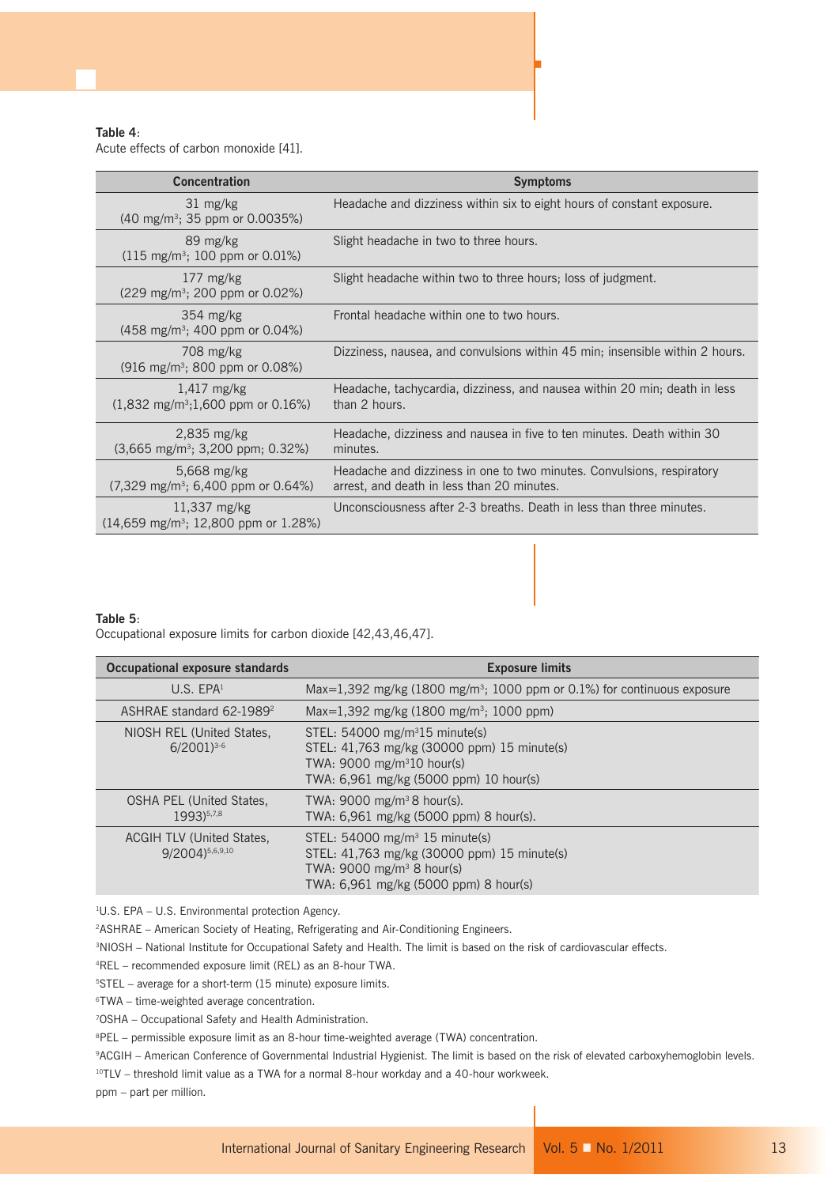**Table 4**:
Acute effects of carbon monoxide [41].

| Concentration | Symptoms |
|---|---|
| 31 mg/kg (40 mg/m$^3$; 35 ppm or 0.0035%) | Headache and dizziness within six to eight hours of constant exposure. |
| 89 mg/kg (115 mg/m$^3$; 100 ppm or 0.01%) | Slight headache in two to three hours. |
| 177 mg/kg (229 mg/m$^3$; 200 ppm or 0.02%) | Slight headache within two to three hours; loss of judgment. |
| 354 mg/kg (458 mg/m$^3$; 400 ppm or 0.04%) | Frontal headache within one to two hours. |
| 708 mg/kg (916 mg/m$^3$; 800 ppm or 0.08%) | Dizziness, nausea, and convulsions within 45 min; insensible within 2 hours. |
| 1,417 mg/kg (1,832 mg/m$^3$;1,600 ppm or 0.16%) | Headache, tachycardia, dizziness, and nausea within 20 min; death in less than 2 hours. |
| 2,835 mg/kg (3,665 mg/m$^3$; 3,200 ppm; 0.32%) | Headache, dizziness and nausea in five to ten minutes. Death within 30 minutes. |
| 5,668 mg/kg (7,329 mg/m$^3$; 6,400 ppm or 0.64%) | Headache and dizziness in one to two minutes. Convulsions, respiratory arrest, and death in less than 20 minutes. |
| 11,337 mg/kg (14,659 mg/m$^3$; 12,800 ppm or 1.28%) | Unconsciousness after 2-3 breaths. Death in less than three minutes. |

**Table 5**:
Occupational exposure limits for carbon dioxide [42,43,46,47].

| Occupational exposure standards | Exposure limits |
|---|---|
| U.S. EPA[1] | Max=1,392 mg/kg (1800 mg/m$^3$; 1000 ppm or 0.1%) for continuous exposure |
| ASHRAE standard 62-1989[2] | Max=1,392 mg/kg (1800 mg/m$^3$; 1000 ppm) |
| NIOSH REL (United States, 6/2001)[3-6] | STEL: 54000 mg/m$^3$15 minute(s)<br>STEL: 41,763 mg/kg (30000 ppm) 15 minute(s)<br>TWA: 9000 mg/m$^3$10 hour(s)<br>TWA: 6,961 mg/kg (5000 ppm) 10 hour(s) |
| OSHA PEL (United States, 1993)[5,7,8] | TWA: 9000 mg/m$^3$ 8 hour(s).<br>TWA: 6,961 mg/kg (5000 ppm) 8 hour(s). |
| ACGIH TLV (United States, 9/2004)[5,6,9,10] | STEL: 54000 mg/m$^3$ 15 minute(s)<br>STEL: 41,763 mg/kg (30000 ppm) 15 minute(s)<br>TWA: 9000 mg/m$^3$ 8 hour(s)<br>TWA: 6,961 mg/kg (5000 ppm) 8 hour(s) |

[1]U.S. EPA – U.S. Environmental protection Agency.

[2]ASHRAE – American Society of Heating, Refrigerating and Air-Conditioning Engineers.

[3]NIOSH – National Institute for Occupational Safety and Health. The limit is based on the risk of cardiovascular effects.

[4]REL – recommended exposure limit (REL) as an 8-hour TWA.

[5]STEL – average for a short-term (15 minute) exposure limits.

[6]TWA – time-weighted average concentration.

[7]OSHA – Occupational Safety and Health Administration.

[8]PEL – permissible exposure limit as an 8-hour time-weighted average (TWA) concentration.

[9]ACGIH – American Conference of Governmental Industrial Hygienist. The limit is based on the risk of elevated carboxyhemoglobin levels.

[10]TLV – threshold limit value as a TWA for a normal 8-hour workday and a 40-hour workweek.

ppm – part per million.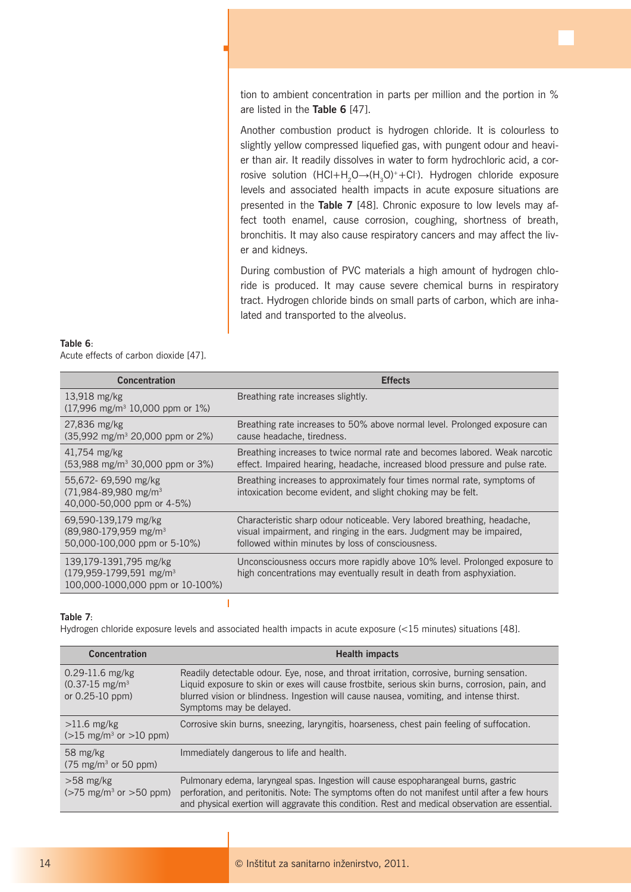tion to ambient concentration in parts per million and the portion in % are listed in the **Table 6** [47].

Another combustion product is hydrogen chloride. It is colourless to slightly yellow compressed liquefied gas, with pungent odour and heavier than air. It readily dissolves in water to form hydrochloric acid, a corrosive solution ($HCl + H_2O \rightarrow (H_3O)^+ + Cl^-$). Hydrogen chloride exposure levels and associated health impacts in acute exposure situations are presented in the **Table 7** [48]. Chronic exposure to low levels may affect tooth enamel, cause corrosion, coughing, shortness of breath, bronchitis. It may also cause respiratory cancers and may affect the liver and kidneys.

During combustion of PVC materials a high amount of hydrogen chloride is produced. It may cause severe chemical burns in respiratory tract. Hydrogen chloride binds on small parts of carbon, which are inhalated and transported to the alveolus.

**Table 6**:
Acute effects of carbon dioxide [47].

| Concentration | Effects |
|---|---|
| 13,918 mg/kg (17,996 mg/m$^3$ 10,000 ppm or 1%) | Breathing rate increases slightly. |
| 27,836 mg/kg (35,992 mg/m$^3$ 20,000 ppm or 2%) | Breathing rate increases to 50% above normal level. Prolonged exposure can cause headache, tiredness. |
| 41,754 mg/kg (53,988 mg/m$^3$ 30,000 ppm or 3%) | Breathing increases to twice normal rate and becomes labored. Weak narcotic effect. Impaired hearing, headache, increased blood pressure and pulse rate. |
| 55,672- 69,590 mg/kg (71,984-89,980 mg/m$^3$ 40,000-50,000 ppm or 4-5%) | Breathing increases to approximately four times normal rate, symptoms of intoxication become evident, and slight choking may be felt. |
| 69,590-139,179 mg/kg (89,980-179,959 mg/m$^3$ 50,000-100,000 ppm or 5-10%) | Characteristic sharp odour noticeable. Very labored breathing, headache, visual impairment, and ringing in the ears. Judgment may be impaired, followed within minutes by loss of consciousness. |
| 139,179-1391,795 mg/kg (179,959-1799,591 mg/m$^3$ 100,000-1000,000 ppm or 10-100%) | Unconsciousness occurs more rapidly above 10% level. Prolonged exposure to high concentrations may eventually result in death from asphyxiation. |

**Table 7**:
Hydrogen chloride exposure levels and associated health impacts in acute exposure (<15 minutes) situations [48].

| Concentration | Health impacts |
|---|---|
| 0.29-11.6 mg/kg (0.37-15 mg/m$^3$ or 0.25-10 ppm) | Readily detectable odour. Eye, nose, and throat irritation, corrosive, burning sensation. Liquid exposure to skin or exes will cause frostbite, serious skin burns, corrosion, pain, and blurred vision or blindness. Ingestion will cause nausea, vomiting, and intense thirst. Symptoms may be delayed. |
| >11.6 mg/kg (>15 mg/m$^3$ or >10 ppm) | Corrosive skin burns, sneezing, laryngitis, hoarseness, chest pain feeling of suffocation. |
| 58 mg/kg (75 mg/m$^3$ or 50 ppm) | Immediately dangerous to life and health. |
| >58 mg/kg (>75 mg/m$^3$ or >50 ppm) | Pulmonary edema, laryngeal spas. Ingestion will cause espopharangeal burns, gastric perforation, and peritonitis. Note: The symptoms often do not manifest until after a few hours and physical exertion will aggravate this condition. Rest and medical observation are essential. |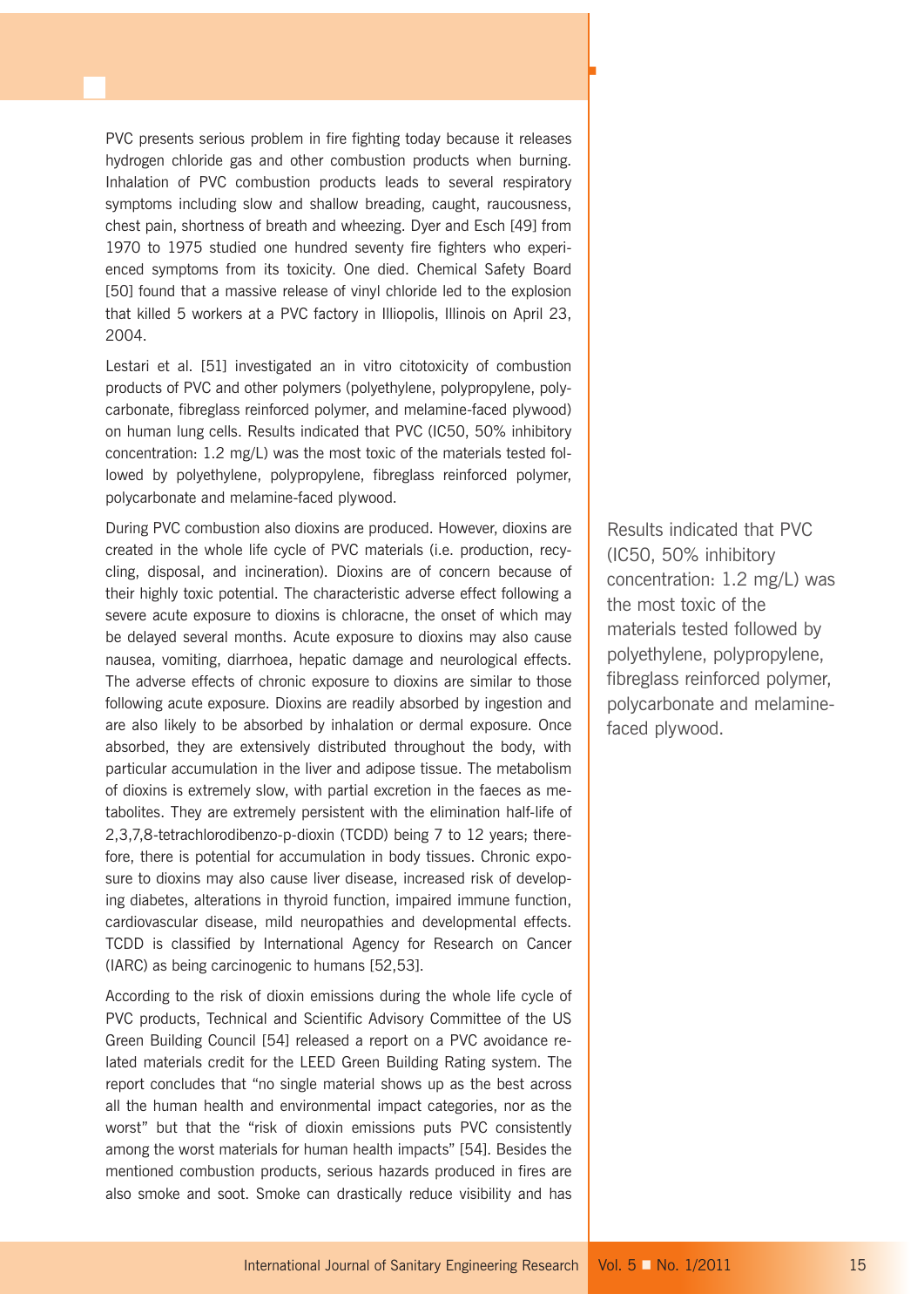PVC presents serious problem in fire fighting today because it releases hydrogen chloride gas and other combustion products when burning. Inhalation of PVC combustion products leads to several respiratory symptoms including slow and shallow breading, caught, raucousness, chest pain, shortness of breath and wheezing. Dyer and Esch [49] from 1970 to 1975 studied one hundred seventy fire fighters who experienced symptoms from its toxicity. One died. Chemical Safety Board [50] found that a massive release of vinyl chloride led to the explosion that killed 5 workers at a PVC factory in Illiopolis, Illinois on April 23, 2004.

Lestari et al. [51] investigated an in vitro citotoxicity of combustion products of PVC and other polymers (polyethylene, polypropylene, polycarbonate, fibreglass reinforced polymer, and melamine-faced plywood) on human lung cells. Results indicated that PVC (IC50, 50% inhibitory concentration: 1.2 mg/L) was the most toxic of the materials tested followed by polyethylene, polypropylene, fibreglass reinforced polymer, polycarbonate and melamine-faced plywood.

During PVC combustion also dioxins are produced. However, dioxins are created in the whole life cycle of PVC materials (i.e. production, recycling, disposal, and incineration). Dioxins are of concern because of their highly toxic potential. The characteristic adverse effect following a severe acute exposure to dioxins is chloracne, the onset of which may be delayed several months. Acute exposure to dioxins may also cause nausea, vomiting, diarrhoea, hepatic damage and neurological effects. The adverse effects of chronic exposure to dioxins are similar to those following acute exposure. Dioxins are readily absorbed by ingestion and are also likely to be absorbed by inhalation or dermal exposure. Once absorbed, they are extensively distributed throughout the body, with particular accumulation in the liver and adipose tissue. The metabolism of dioxins is extremely slow, with partial excretion in the faeces as metabolites. They are extremely persistent with the elimination half-life of 2,3,7,8-tetrachlorodibenzo-p-dioxin (TCDD) being 7 to 12 years; therefore, there is potential for accumulation in body tissues. Chronic exposure to dioxins may also cause liver disease, increased risk of developing diabetes, alterations in thyroid function, impaired immune function, cardiovascular disease, mild neuropathies and developmental effects. TCDD is classified by International Agency for Research on Cancer (IARC) as being carcinogenic to humans [52,53].

According to the risk of dioxin emissions during the whole life cycle of PVC products, Technical and Scientific Advisory Committee of the US Green Building Council [54] released a report on a PVC avoidance related materials credit for the LEED Green Building Rating system. The report concludes that "no single material shows up as the best across all the human health and environmental impact categories, nor as the worst" but that the "risk of dioxin emissions puts PVC consistently among the worst materials for human health impacts" [54]. Besides the mentioned combustion products, serious hazards produced in fires are also smoke and soot. Smoke can drastically reduce visibility and has

> Results indicated that PVC (IC50, 50% inhibitory concentration: 1.2 mg/L) was the most toxic of the materials tested followed by polyethylene, polypropylene, fibreglass reinforced polymer, polycarbonate and melamine-faced plywood.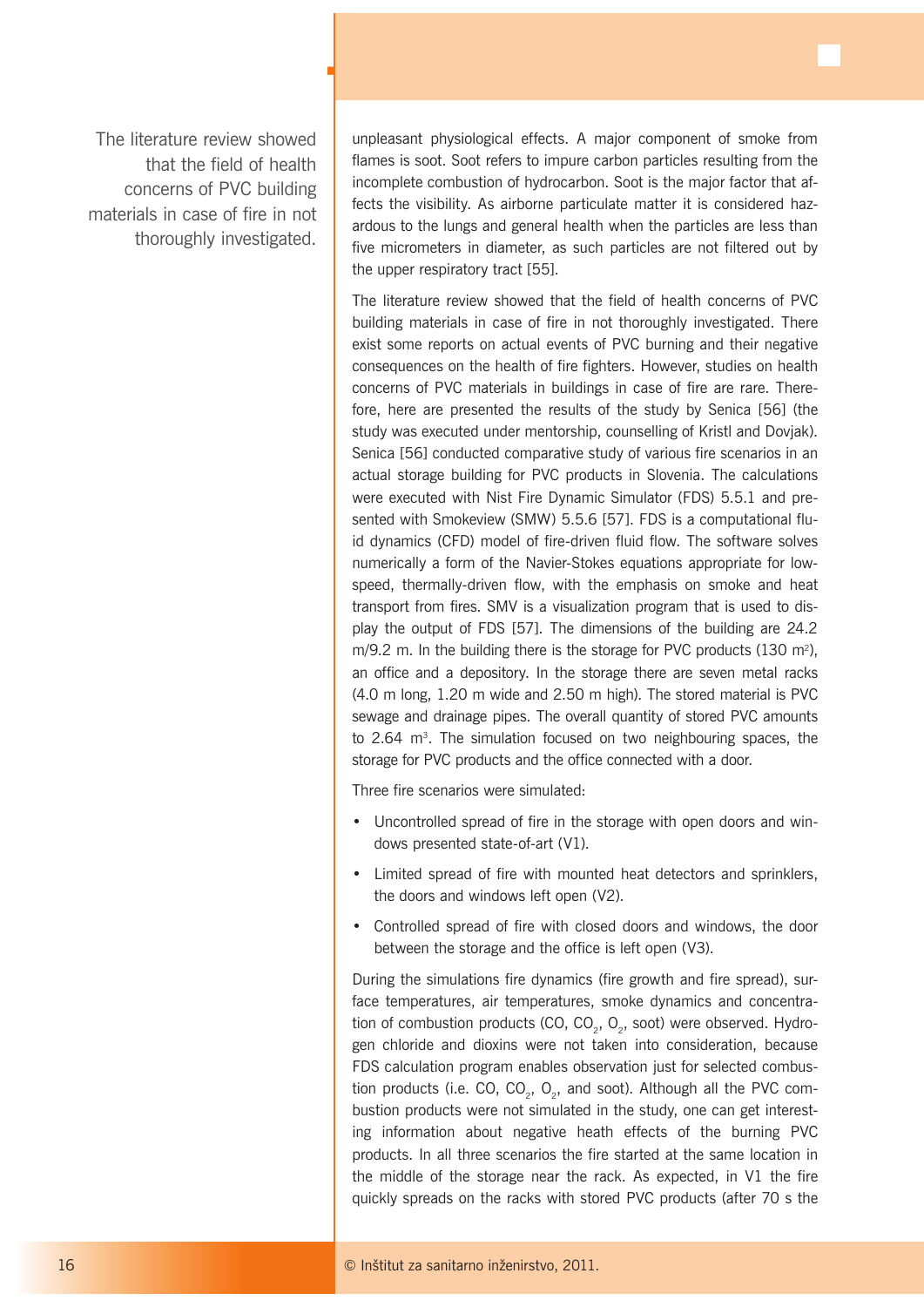The literature review showed that the field of health concerns of PVC building materials in case of fire in not thoroughly investigated.

unpleasant physiological effects. A major component of smoke from flames is soot. Soot refers to impure carbon particles resulting from the incomplete combustion of hydrocarbon. Soot is the major factor that affects the visibility. As airborne particulate matter it is considered hazardous to the lungs and general health when the particles are less than five micrometers in diameter, as such particles are not filtered out by the upper respiratory tract [55].

The literature review showed that the field of health concerns of PVC building materials in case of fire in not thoroughly investigated. There exist some reports on actual events of PVC burning and their negative consequences on the health of fire fighters. However, studies on health concerns of PVC materials in buildings in case of fire are rare. Therefore, here are presented the results of the study by Senica [56] (the study was executed under mentorship, counselling of Kristl and Dovjak). Senica [56] conducted comparative study of various fire scenarios in an actual storage building for PVC products in Slovenia. The calculations were executed with Nist Fire Dynamic Simulator (FDS) 5.5.1 and presented with Smokeview (SMW) 5.5.6 [57]. FDS is a computational fluid dynamics (CFD) model of fire-driven fluid flow. The software solves numerically a form of the Navier-Stokes equations appropriate for low-speed, thermally-driven flow, with the emphasis on smoke and heat transport from fires. SMV is a visualization program that is used to display the output of FDS [57]. The dimensions of the building are 24.2 m/9.2 m. In the building there is the storage for PVC products (130 $m^2$), an office and a depository. In the storage there are seven metal racks (4.0 m long, 1.20 m wide and 2.50 m high). The stored material is PVC sewage and drainage pipes. The overall quantity of stored PVC amounts to 2.64 $m^3$. The simulation focused on two neighbouring spaces, the storage for PVC products and the office connected with a door.

Three fire scenarios were simulated:

- Uncontrolled spread of fire in the storage with open doors and windows presented state-of-art (V1).
- Limited spread of fire with mounted heat detectors and sprinklers, the doors and windows left open (V2).
- Controlled spread of fire with closed doors and windows, the door between the storage and the office is left open (V3).

During the simulations fire dynamics (fire growth and fire spread), surface temperatures, air temperatures, smoke dynamics and concentration of combustion products (CO, $CO_2$, $O_2$, soot) were observed. Hydrogen chloride and dioxins were not taken into consideration, because FDS calculation program enables observation just for selected combustion products (i.e. CO, $CO_2$, $O_2$, and soot). Although all the PVC combustion products were not simulated in the study, one can get interesting information about negative heath effects of the burning PVC products. In all three scenarios the fire started at the same location in the middle of the storage near the rack. As expected, in V1 the fire quickly spreads on the racks with stored PVC products (after 70 s the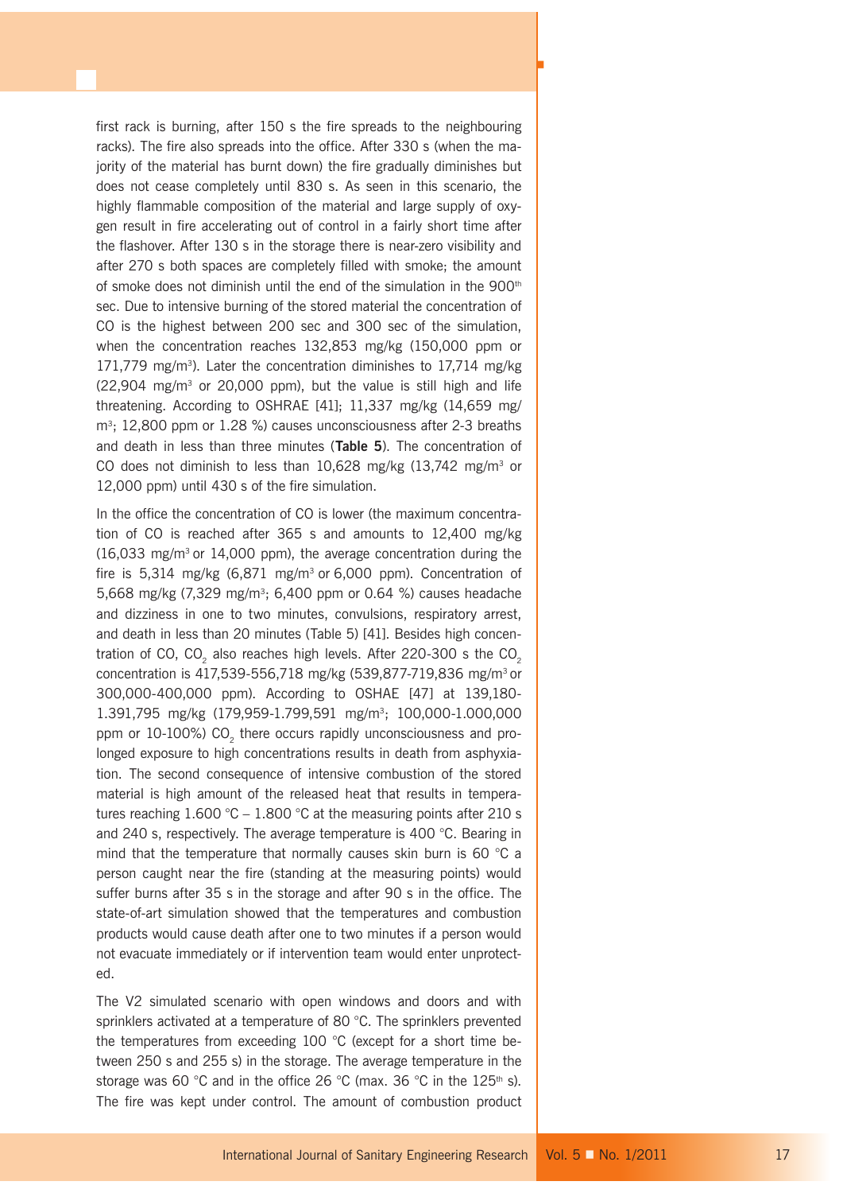first rack is burning, after 150 s the fire spreads to the neighbouring racks). The fire also spreads into the office. After 330 s (when the majority of the material has burnt down) the fire gradually diminishes but does not cease completely until 830 s. As seen in this scenario, the highly flammable composition of the material and large supply of oxygen result in fire accelerating out of control in a fairly short time after the flashover. After 130 s in the storage there is near-zero visibility and after 270 s both spaces are completely filled with smoke; the amount of smoke does not diminish until the end of the simulation in the 900$^{th}$ sec. Due to intensive burning of the stored material the concentration of CO is the highest between 200 sec and 300 sec of the simulation, when the concentration reaches 132,853 mg/kg (150,000 ppm or 171,779 mg/m$^3$). Later the concentration diminishes to 17,714 mg/kg (22,904 mg/m$^3$ or 20,000 ppm), but the value is still high and life threatening. According to OSHRAE [41]; 11,337 mg/kg (14,659 mg/m$^3$; 12,800 ppm or 1.28 %) causes unconsciousness after 2-3 breaths and death in less than three minutes (**Table 5**). The concentration of CO does not diminish to less than 10,628 mg/kg (13,742 mg/m$^3$ or 12,000 ppm) until 430 s of the fire simulation.

In the office the concentration of CO is lower (the maximum concentration of CO is reached after 365 s and amounts to 12,400 mg/kg (16,033 mg/m$^3$ or 14,000 ppm), the average concentration during the fire is 5,314 mg/kg (6,871 mg/m$^3$ or 6,000 ppm). Concentration of 5,668 mg/kg (7,329 mg/m$^3$; 6,400 ppm or 0.64 %) causes headache and dizziness in one to two minutes, convulsions, respiratory arrest, and death in less than 20 minutes (Table 5) [41]. Besides high concentration of CO, $CO_2$ also reaches high levels. After 220-300 s the $CO_2$ concentration is 417,539-556,718 mg/kg (539,877-719,836 mg/m$^3$ or 300,000-400,000 ppm). According to OSHAE [47] at 139,180-1.391,795 mg/kg (179,959-1.799,591 mg/m$^3$; 100,000-1.000,000 ppm or 10-100%) $CO_2$ there occurs rapidly unconsciousness and prolonged exposure to high concentrations results in death from asphyxiation. The second consequence of intensive combustion of the stored material is high amount of the released heat that results in temperatures reaching 1.600 °C – 1.800 °C at the measuring points after 210 s and 240 s, respectively. The average temperature is 400 °C. Bearing in mind that the temperature that normally causes skin burn is 60 °C a person caught near the fire (standing at the measuring points) would suffer burns after 35 s in the storage and after 90 s in the office. The state-of-art simulation showed that the temperatures and combustion products would cause death after one to two minutes if a person would not evacuate immediately or if intervention team would enter unprotected.

The V2 simulated scenario with open windows and doors and with sprinklers activated at a temperature of 80 °C. The sprinklers prevented the temperatures from exceeding 100 °C (except for a short time between 250 s and 255 s) in the storage. The average temperature in the storage was 60 °C and in the office 26 °C (max. 36 °C in the 125$^{th}$ s). The fire was kept under control. The amount of combustion product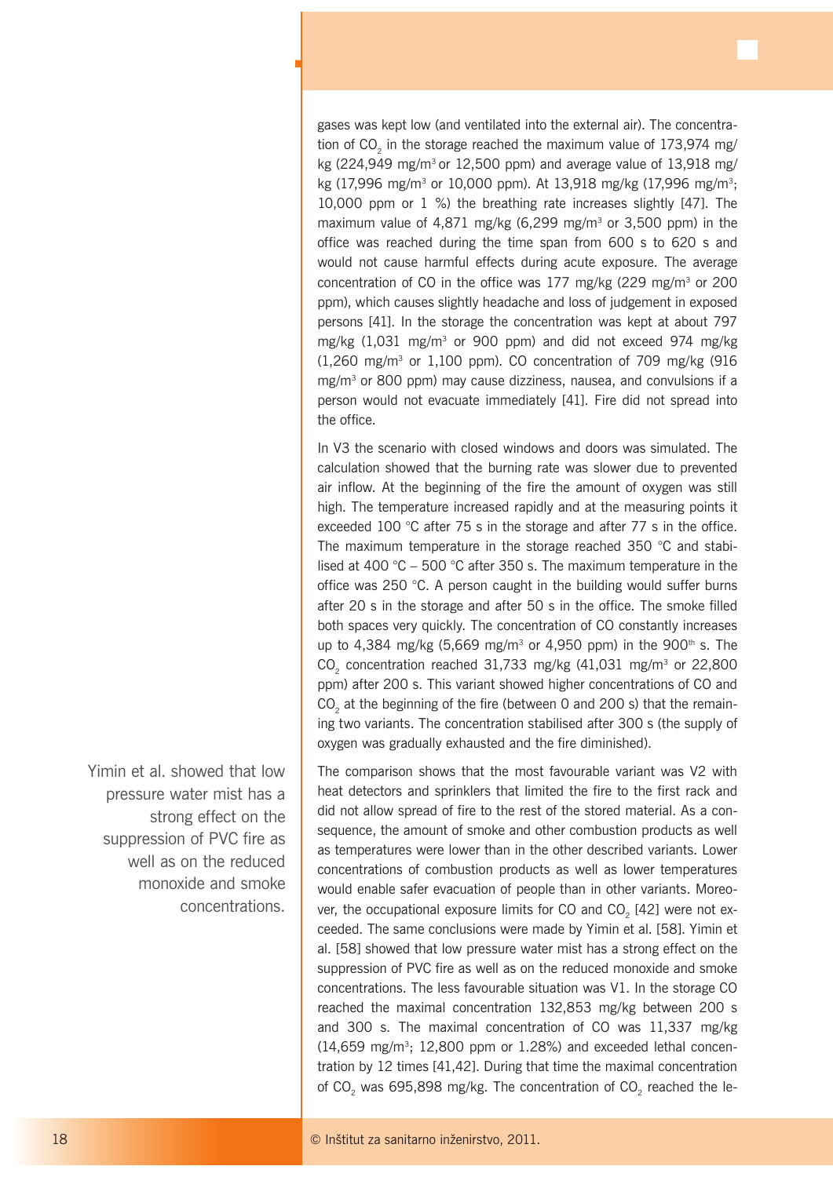gases was kept low (and ventilated into the external air). The concentration of $CO_2$ in the storage reached the maximum value of 173,974 mg/kg (224,949 mg/m$^3$ or 12,500 ppm) and average value of 13,918 mg/kg (17,996 mg/m$^3$ or 10,000 ppm). At 13,918 mg/kg (17,996 mg/m$^3$; 10,000 ppm or 1 %) the breathing rate increases slightly [47]. The maximum value of 4,871 mg/kg (6,299 mg/m$^3$ or 3,500 ppm) in the office was reached during the time span from 600 s to 620 s and would not cause harmful effects during acute exposure. The average concentration of CO in the office was 177 mg/kg (229 mg/m$^3$ or 200 ppm), which causes slightly headache and loss of judgement in exposed persons [41]. In the storage the concentration was kept at about 797 mg/kg (1,031 mg/m$^3$ or 900 ppm) and did not exceed 974 mg/kg (1,260 mg/m$^3$ or 1,100 ppm). CO concentration of 709 mg/kg (916 mg/m$^3$ or 800 ppm) may cause dizziness, nausea, and convulsions if a person would not evacuate immediately [41]. Fire did not spread into the office.

In V3 the scenario with closed windows and doors was simulated. The calculation showed that the burning rate was slower due to prevented air inflow. At the beginning of the fire the amount of oxygen was still high. The temperature increased rapidly and at the measuring points it exceeded 100 °C after 75 s in the storage and after 77 s in the office. The maximum temperature in the storage reached 350 °C and stabilised at 400 °C – 500 °C after 350 s. The maximum temperature in the office was 250 °C. A person caught in the building would suffer burns after 20 s in the storage and after 50 s in the office. The smoke filled both spaces very quickly. The concentration of CO constantly increases up to 4,384 mg/kg (5,669 mg/m$^3$ or 4,950 ppm) in the 900$^{th}$ s. The $CO_2$ concentration reached 31,733 mg/kg (41,031 mg/m$^3$ or 22,800 ppm) after 200 s. This variant showed higher concentrations of CO and $CO_2$ at the beginning of the fire (between 0 and 200 s) that the remaining two variants. The concentration stabilised after 300 s (the supply of oxygen was gradually exhausted and the fire diminished).

Yimin et al. showed that low pressure water mist has a strong effect on the suppression of PVC fire as well as on the reduced monoxide and smoke concentrations.

The comparison shows that the most favourable variant was V2 with heat detectors and sprinklers that limited the fire to the first rack and did not allow spread of fire to the rest of the stored material. As a consequence, the amount of smoke and other combustion products as well as temperatures were lower than in the other described variants. Lower concentrations of combustion products as well as lower temperatures would enable safer evacuation of people than in other variants. Moreover, the occupational exposure limits for CO and $CO_2$ [42] were not exceeded. The same conclusions were made by Yimin et al. [58]. Yimin et al. [58] showed that low pressure water mist has a strong effect on the suppression of PVC fire as well as on the reduced monoxide and smoke concentrations. The less favourable situation was V1. In the storage CO reached the maximal concentration 132,853 mg/kg between 200 s and 300 s. The maximal concentration of CO was 11,337 mg/kg (14,659 mg/m$^3$; 12,800 ppm or 1.28%) and exceeded lethal concentration by 12 times [41,42]. During that time the maximal concentration of $CO_2$ was 695,898 mg/kg. The concentration of $CO_2$ reached the le-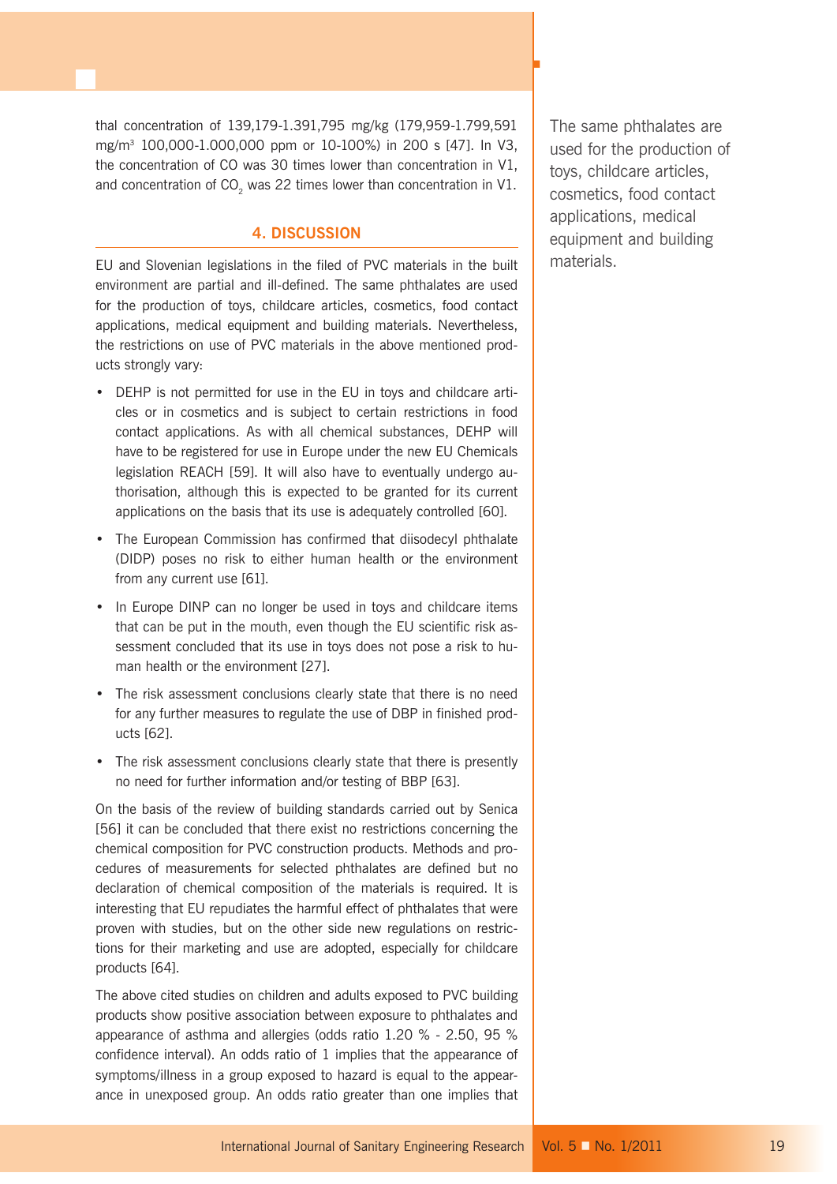thal concentration of 139,179-1.391,795 mg/kg (179,959-1.799,591 mg/m$^3$ 100,000-1.000,000 ppm or 10-100%) in 200 s [47]. In V3, the concentration of CO was 30 times lower than concentration in V1, and concentration of $CO_2$ was 22 times lower than concentration in V1.

## 4. DISCUSSION

EU and Slovenian legislations in the filed of PVC materials in the built environment are partial and ill-defined. The same phthalates are used for the production of toys, childcare articles, cosmetics, food contact applications, medical equipment and building materials. Nevertheless, the restrictions on use of PVC materials in the above mentioned products strongly vary:

- DEHP is not permitted for use in the EU in toys and childcare articles or in cosmetics and is subject to certain restrictions in food contact applications. As with all chemical substances, DEHP will have to be registered for use in Europe under the new EU Chemicals legislation REACH [59]. It will also have to eventually undergo authorisation, although this is expected to be granted for its current applications on the basis that its use is adequately controlled [60].
- The European Commission has confirmed that diisodecyl phthalate (DIDP) poses no risk to either human health or the environment from any current use [61].
- In Europe DINP can no longer be used in toys and childcare items that can be put in the mouth, even though the EU scientific risk assessment concluded that its use in toys does not pose a risk to human health or the environment [27].
- The risk assessment conclusions clearly state that there is no need for any further measures to regulate the use of DBP in finished products [62].
- The risk assessment conclusions clearly state that there is presently no need for further information and/or testing of BBP [63].

On the basis of the review of building standards carried out by Senica [56] it can be concluded that there exist no restrictions concerning the chemical composition for PVC construction products. Methods and procedures of measurements for selected phthalates are defined but no declaration of chemical composition of the materials is required. It is interesting that EU repudiates the harmful effect of phthalates that were proven with studies, but on the other side new regulations on restrictions for their marketing and use are adopted, especially for childcare products [64].

The above cited studies on children and adults exposed to PVC building products show positive association between exposure to phthalates and appearance of asthma and allergies (odds ratio 1.20 % - 2.50, 95 % confidence interval). An odds ratio of 1 implies that the appearance of symptoms/illness in a group exposed to hazard is equal to the appearance in unexposed group. An odds ratio greater than one implies that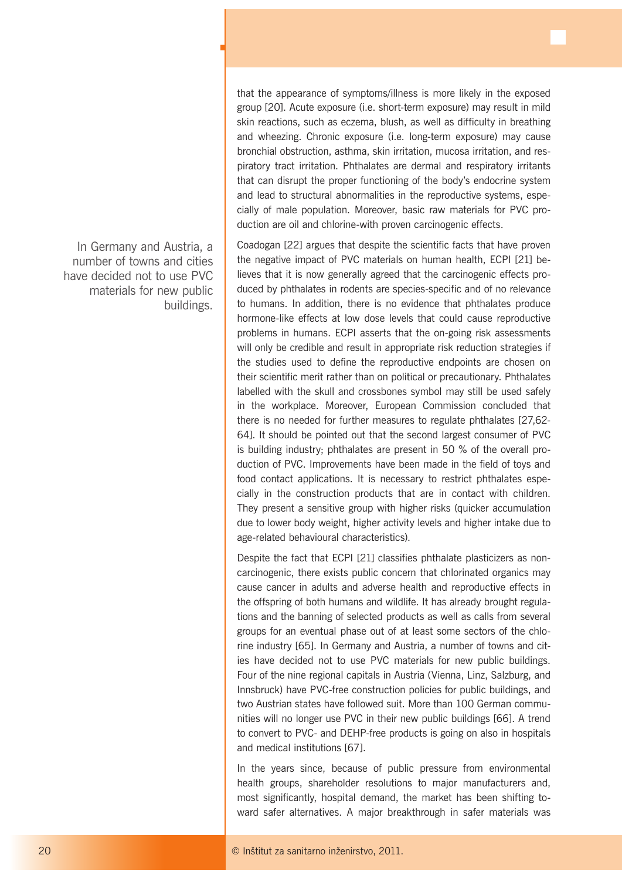that the appearance of symptoms/illness is more likely in the exposed group [20]. Acute exposure (i.e. short-term exposure) may result in mild skin reactions, such as eczema, blush, as well as difficulty in breathing and wheezing. Chronic exposure (i.e. long-term exposure) may cause bronchial obstruction, asthma, skin irritation, mucosa irritation, and respiratory tract irritation. Phthalates are dermal and respiratory irritants that can disrupt the proper functioning of the body's endocrine system and lead to structural abnormalities in the reproductive systems, especially of male population. Moreover, basic raw materials for PVC production are oil and chlorine-with proven carcinogenic effects.

Coadogan [22] argues that despite the scientific facts that have proven the negative impact of PVC materials on human health, ECPI [21] believes that it is now generally agreed that the carcinogenic effects produced by phthalates in rodents are species-specific and of no relevance to humans. In addition, there is no evidence that phthalates produce hormone-like effects at low dose levels that could cause reproductive problems in humans. ECPI asserts that the on-going risk assessments will only be credible and result in appropriate risk reduction strategies if the studies used to define the reproductive endpoints are chosen on their scientific merit rather than on political or precautionary. Phthalates labelled with the skull and crossbones symbol may still be used safely in the workplace. Moreover, European Commission concluded that there is no needed for further measures to regulate phthalates [27,62-64]. It should be pointed out that the second largest consumer of PVC is building industry; phthalates are present in 50 % of the overall production of PVC. Improvements have been made in the field of toys and food contact applications. It is necessary to restrict phthalates especially in the construction products that are in contact with children. They present a sensitive group with higher risks (quicker accumulation due to lower body weight, higher activity levels and higher intake due to age-related behavioural characteristics).

> In Germany and Austria, a number of towns and cities have decided not to use PVC materials for new public buildings.

Despite the fact that ECPI [21] classifies phthalate plasticizers as non-carcinogenic, there exists public concern that chlorinated organics may cause cancer in adults and adverse health and reproductive effects in the offspring of both humans and wildlife. It has already brought regulations and the banning of selected products as well as calls from several groups for an eventual phase out of at least some sectors of the chlorine industry [65]. In Germany and Austria, a number of towns and cities have decided not to use PVC materials for new public buildings. Four of the nine regional capitals in Austria (Vienna, Linz, Salzburg, and Innsbruck) have PVC-free construction policies for public buildings, and two Austrian states have followed suit. More than 100 German communities will no longer use PVC in their new public buildings [66]. A trend to convert to PVC- and DEHP-free products is going on also in hospitals and medical institutions [67].

In the years since, because of public pressure from environmental health groups, shareholder resolutions to major manufacturers and, most significantly, hospital demand, the market has been shifting toward safer alternatives. A major breakthrough in safer materials was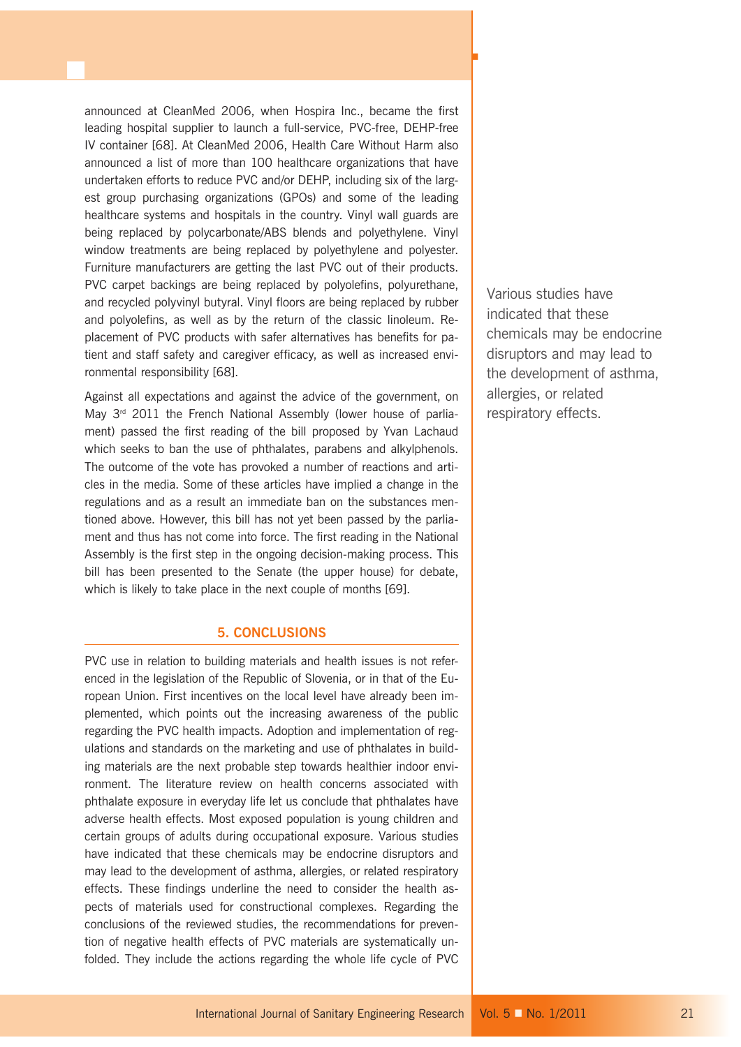announced at CleanMed 2006, when Hospira Inc., became the first leading hospital supplier to launch a full-service, PVC-free, DEHP-free IV container [68]. At CleanMed 2006, Health Care Without Harm also announced a list of more than 100 healthcare organizations that have undertaken efforts to reduce PVC and/or DEHP, including six of the largest group purchasing organizations (GPOs) and some of the leading healthcare systems and hospitals in the country. Vinyl wall guards are being replaced by polycarbonate/ABS blends and polyethylene. Vinyl window treatments are being replaced by polyethylene and polyester. Furniture manufacturers are getting the last PVC out of their products. PVC carpet backings are being replaced by polyolefins, polyurethane, and recycled polyvinyl butyral. Vinyl floors are being replaced by rubber and polyolefins, as well as by the return of the classic linoleum. Replacement of PVC products with safer alternatives has benefits for patient and staff safety and caregiver efficacy, as well as increased environmental responsibility [68].

Against all expectations and against the advice of the government, on May 3rd 2011 the French National Assembly (lower house of parliament) passed the first reading of the bill proposed by Yvan Lachaud which seeks to ban the use of phthalates, parabens and alkylphenols. The outcome of the vote has provoked a number of reactions and articles in the media. Some of these articles have implied a change in the regulations and as a result an immediate ban on the substances mentioned above. However, this bill has not yet been passed by the parliament and thus has not come into force. The first reading in the National Assembly is the first step in the ongoing decision-making process. This bill has been presented to the Senate (the upper house) for debate, which is likely to take place in the next couple of months [69].

## 5. CONCLUSIONS

PVC use in relation to building materials and health issues is not referenced in the legislation of the Republic of Slovenia, or in that of the European Union. First incentives on the local level have already been implemented, which points out the increasing awareness of the public regarding the PVC health impacts. Adoption and implementation of regulations and standards on the marketing and use of phthalates in building materials are the next probable step towards healthier indoor environment. The literature review on health concerns associated with phthalate exposure in everyday life let us conclude that phthalates have adverse health effects. Most exposed population is young children and certain groups of adults during occupational exposure. Various studies have indicated that these chemicals may be endocrine disruptors and may lead to the development of asthma, allergies, or related respiratory effects. These findings underline the need to consider the health aspects of materials used for constructional complexes. Regarding the conclusions of the reviewed studies, the recommendations for prevention of negative health effects of PVC materials are systematically unfolded. They include the actions regarding the whole life cycle of PVC

Various studies have indicated that these chemicals may be endocrine disruptors and may lead to the development of asthma, allergies, or related respiratory effects.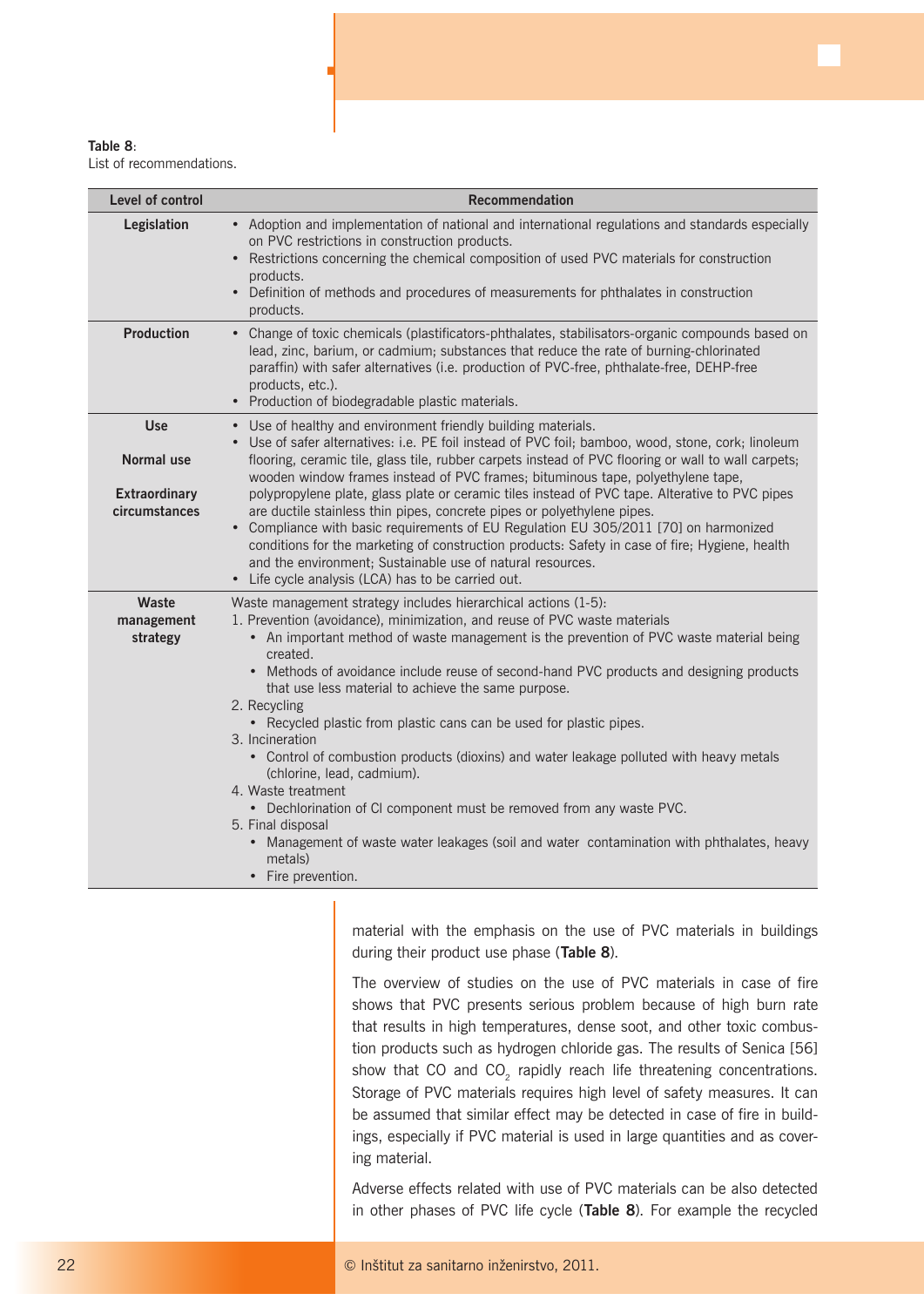**Table 8**:
List of recommendations.

| Level of control | Recommendation |
|---|---|
| **Legislation** | • Adoption and implementation of national and international regulations and standards especially on PVC restrictions in construction products.<br>• Restrictions concerning the chemical composition of used PVC materials for construction products.<br>• Definition of methods and procedures of measurements for phthalates in construction products. |
| **Production** | • Change of toxic chemicals (plastificators-phthalates, stabilisators-organic compounds based on lead, zinc, barium, or cadmium; substances that reduce the rate of burning-chlorinated paraffin) with safer alternatives (i.e. production of PVC-free, phthalate-free, DEHP-free products, etc.).<br>• Production of biodegradable plastic materials. |
| **Use**<br><br>**Normal use**<br><br>**Extraordinary circumstances** | • Use of healthy and environment friendly building materials.<br>• Use of safer alternatives: i.e. PE foil instead of PVC foil; bamboo, wood, stone, cork; linoleum flooring, ceramic tile, glass tile, rubber carpets instead of PVC flooring or wall to wall carpets; wooden window frames instead of PVC frames; bituminous tape, polyethylene tape, polypropylene plate, glass plate or ceramic tiles instead of PVC tape. Alterative to PVC pipes are ductile stainless thin pipes, concrete pipes or polyethylene pipes.<br>• Compliance with basic requirements of EU Regulation EU 305/2011 [70] on harmonized conditions for the marketing of construction products: Safety in case of fire; Hygiene, health and the environment; Sustainable use of natural resources.<br>• Life cycle analysis (LCA) has to be carried out. |
| **Waste management strategy** | Waste management strategy includes hierarchical actions (1-5):<br>1. Prevention (avoidance), minimization, and reuse of PVC waste materials<br>• An important method of waste management is the prevention of PVC waste material being created.<br>• Methods of avoidance include reuse of second-hand PVC products and designing products that use less material to achieve the same purpose.<br>2. Recycling<br>• Recycled plastic from plastic cans can be used for plastic pipes.<br>3. Incineration<br>• Control of combustion products (dioxins) and water leakage polluted with heavy metals (chlorine, lead, cadmium).<br>4. Waste treatment<br>• Dechlorination of Cl component must be removed from any waste PVC.<br>5. Final disposal<br>• Management of waste water leakages (soil and water contamination with phthalates, heavy metals)<br>• Fire prevention. |

material with the emphasis on the use of PVC materials in buildings during their product use phase (**Table 8**).

The overview of studies on the use of PVC materials in case of fire shows that PVC presents serious problem because of high burn rate that results in high temperatures, dense soot, and other toxic combustion products such as hydrogen chloride gas. The results of Senica [56] show that CO and $CO_2$ rapidly reach life threatening concentrations. Storage of PVC materials requires high level of safety measures. It can be assumed that similar effect may be detected in case of fire in buildings, especially if PVC material is used in large quantities and as covering material.

Adverse effects related with use of PVC materials can be also detected in other phases of PVC life cycle (**Table 8**). For example the recycled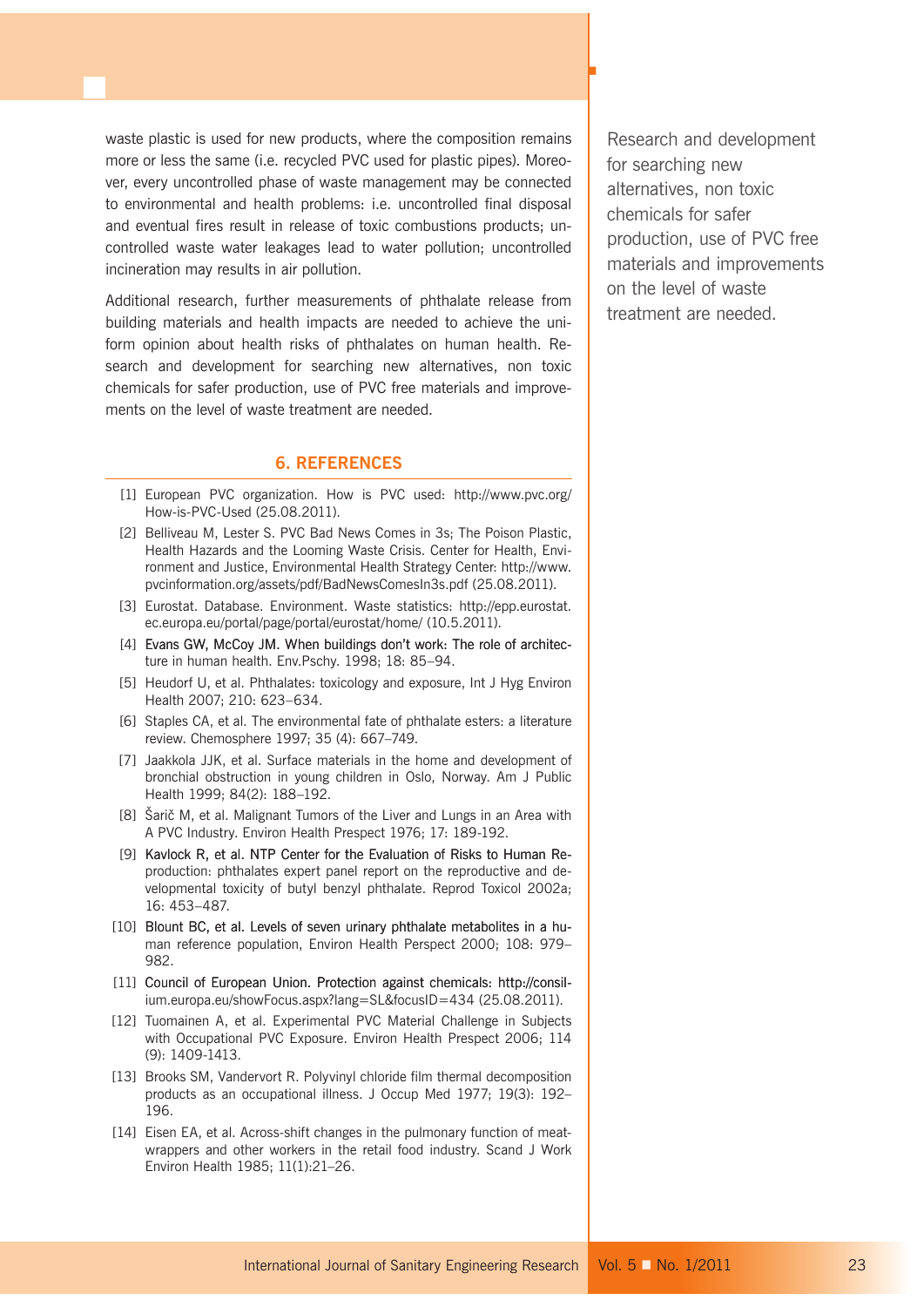waste plastic is used for new products, where the composition remains more or less the same (i.e. recycled PVC used for plastic pipes). Moreover, every uncontrolled phase of waste management may be connected to environmental and health problems: i.e. uncontrolled final disposal and eventual fires result in release of toxic combustions products; uncontrolled waste water leakages lead to water pollution; uncontrolled incineration may results in air pollution.

Additional research, further measurements of phthalate release from building materials and health impacts are needed to achieve the uniform opinion about health risks of phthalates on human health. Research and development for searching new alternatives, non toxic chemicals for safer production, use of PVC free materials and improvements on the level of waste treatment are needed.

Research and development for searching new alternatives, non toxic chemicals for safer production, use of PVC free materials and improvements on the level of waste treatment are needed.

## 6. REFERENCES

[1] European PVC organization. How is PVC used: http://www.pvc.org/How-is-PVC-Used (25.08.2011).

[2] Belliveau M, Lester S. PVC Bad News Comes in 3s; The Poison Plastic, Health Hazards and the Looming Waste Crisis. Center for Health, Environment and Justice, Environmental Health Strategy Center: http://www.pvcinformation.org/assets/pdf/BadNewsComesIn3s.pdf (25.08.2011).

[3] Eurostat. Database. Environment. Waste statistics: http://epp.eurostat.ec.europa.eu/portal/page/portal/eurostat/home/ (10.5.2011).

[4] Evans GW, McCoy JM. When buildings don't work: The role of architecture in human health. Env.Pschy. 1998; 18: 85–94.

[5] Heudorf U, et al. Phthalates: toxicology and exposure, Int J Hyg Environ Health 2007; 210: 623–634.

[6] Staples CA, et al. The environmental fate of phthalate esters: a literature review. Chemosphere 1997; 35 (4): 667–749.

[7] Jaakkola JJK, et al. Surface materials in the home and development of bronchial obstruction in young children in Oslo, Norway. Am J Public Health 1999; 84(2): 188–192.

[8] Šarič M, et al. Malignant Tumors of the Liver and Lungs in an Area with A PVC Industry. Environ Health Prespect 1976; 17: 189-192.

[9] Kavlock R, et al. NTP Center for the Evaluation of Risks to Human Reproduction: phthalates expert panel report on the reproductive and developmental toxicity of butyl benzyl phthalate. Reprod Toxicol 2002a; 16: 453–487.

[10] Blount BC, et al. Levels of seven urinary phthalate metabolites in a human reference population, Environ Health Perspect 2000; 108: 979–982.

[11] Council of European Union. Protection against chemicals: http://consilium.europa.eu/showFocus.aspx?lang=SL&focusID=434 (25.08.2011).

[12] Tuomainen A, et al. Experimental PVC Material Challenge in Subjects with Occupational PVC Exposure. Environ Health Prespect 2006; 114 (9): 1409-1413.

[13] Brooks SM, Vandervort R. Polyvinyl chloride film thermal decomposition products as an occupational illness. J Occup Med 1977; 19(3): 192–196.

[14] Eisen EA, et al. Across-shift changes in the pulmonary function of meat-wrappers and other workers in the retail food industry. Scand J Work Environ Health 1985; 11(1):21–26.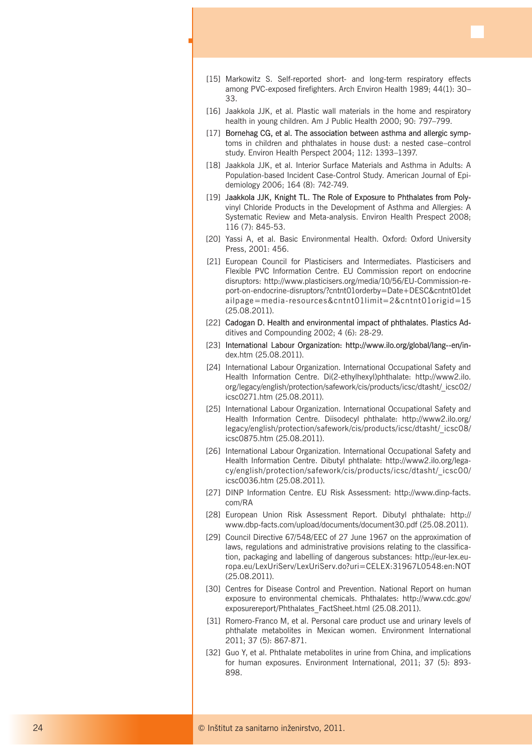[15] Markowitz S. Self-reported short- and long-term respiratory effects among PVC-exposed firefighters. Arch Environ Health 1989; 44(1): 30–33.

[16] Jaakkola JJK, et al. Plastic wall materials in the home and respiratory health in young children. Am J Public Health 2000; 90: 797–799.

[17] Bornehag CG, et al. The association between asthma and allergic symptoms in children and phthalates in house dust: a nested case–control study. Environ Health Perspect 2004; 112: 1393–1397.

[18] Jaakkola JJK, et al. Interior Surface Materials and Asthma in Adults: A Population-based Incident Case-Control Study. American Journal of Epidemiology 2006; 164 (8): 742-749.

[19] Jaakkola JJK, Knight TL. The Role of Exposure to Phthalates from Polyvinyl Chloride Products in the Development of Asthma and Allergies: A Systematic Review and Meta-analysis. Environ Health Prespect 2008; 116 (7): 845-53.

[20] Yassi A, et al. Basic Environmental Health. Oxford: Oxford University Press, 2001: 456.

[21] European Council for Plasticisers and Intermediates. Plasticisers and Flexible PVC Information Centre. EU Commission report on endocrine disruptors: http://www.plasticisers.org/media/10/56/EU-Commission-report-on-endocrine-disruptors/?cntnt01orderby=Date+DESC&cntnt01detailpage=media-resources&cntnt01limit=2&cntnt01origid=15 (25.08.2011).

[22] Cadogan D. Health and environmental impact of phthalates. Plastics Additives and Compounding 2002; 4 (6): 28-29.

[23] International Labour Organization: http://www.ilo.org/global/lang--en/index.htm (25.08.2011).

[24] International Labour Organization. International Occupational Safety and Health Information Centre. Di(2-ethylhexyl)phthalate: http://www2.ilo.org/legacy/english/protection/safework/cis/products/icsc/dtasht/_icsc02/icsc0271.htm (25.08.2011).

[25] International Labour Organization. International Occupational Safety and Health Information Centre. Diisodecyl phthalate: http://www2.ilo.org/legacy/english/protection/safework/cis/products/icsc/dtasht/_icsc08/icsc0875.htm (25.08.2011).

[26] International Labour Organization. International Occupational Safety and Health Information Centre. Dibutyl phthalate: http://www2.ilo.org/legacy/english/protection/safework/cis/products/icsc/dtasht/_icsc00/icsc0036.htm (25.08.2011).

[27] DINP Information Centre. EU Risk Assessment: http://www.dinp-facts.com/RA

[28] European Union Risk Assessment Report. Dibutyl phthalate: http://www.dbp-facts.com/upload/documents/document30.pdf (25.08.2011).

[29] Council Directive 67/548/EEC of 27 June 1967 on the approximation of laws, regulations and administrative provisions relating to the classification, packaging and labelling of dangerous substances: http://eur-lex.europa.eu/LexUriServ/LexUriServ.do?uri=CELEX:31967L0548:en:NOT (25.08.2011).

[30] Centres for Disease Control and Prevention. National Report on human exposure to environmental chemicals. Phthalates: http://www.cdc.gov/exposurereport/Phthalates_FactSheet.html (25.08.2011).

[31] Romero-Franco M, et al. Personal care product use and urinary levels of phthalate metabolites in Mexican women. Environment International 2011; 37 (5): 867-871.

[32] Guo Y, et al. Phthalate metabolites in urine from China, and implications for human exposures. Environment International, 2011; 37 (5): 893-898.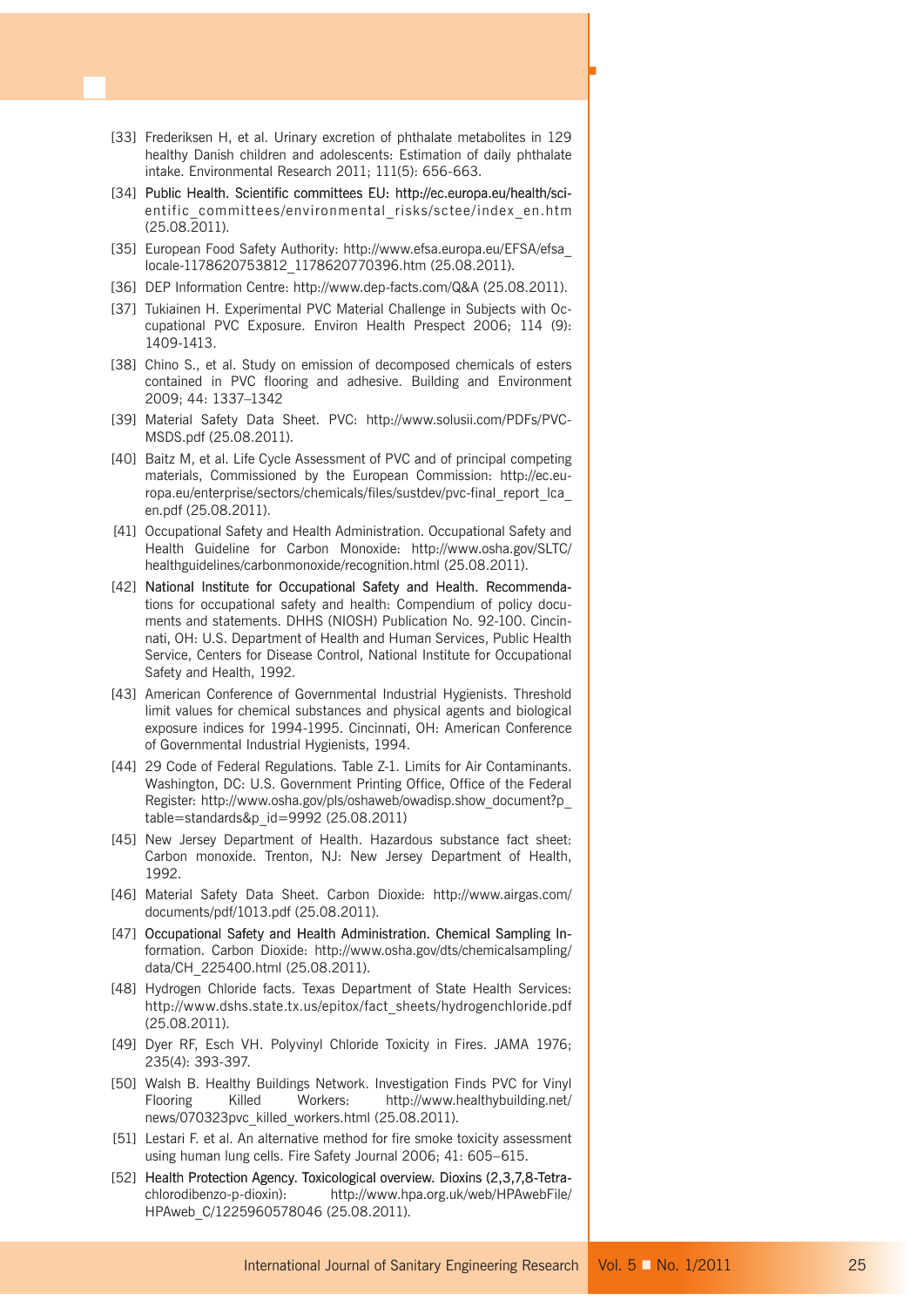[33] Frederiksen H, et al. Urinary excretion of phthalate metabolites in 129 healthy Danish children and adolescents: Estimation of daily phthalate intake. Environmental Research 2011; 111(5): 656-663.

[34] Public Health. Scientific committees EU: http://ec.europa.eu/health/scientific_committees/environmental_risks/sctee/index_en.htm (25.08.2011).

[35] European Food Safety Authority: http://www.efsa.europa.eu/EFSA/efsa_locale-1178620753812_1178620770396.htm (25.08.2011).

[36] DEP Information Centre: http://www.dep-facts.com/Q&A (25.08.2011).

[37] Tukiainen H. Experimental PVC Material Challenge in Subjects with Occupational PVC Exposure. Environ Health Prespect 2006; 114 (9): 1409-1413.

[38] Chino S., et al. Study on emission of decomposed chemicals of esters contained in PVC flooring and adhesive. Building and Environment 2009; 44: 1337–1342

[39] Material Safety Data Sheet. PVC: http://www.solusii.com/PDFs/PVC-MSDS.pdf (25.08.2011).

[40] Baitz M, et al. Life Cycle Assessment of PVC and of principal competing materials, Commissioned by the European Commission: http://ec.europa.eu/enterprise/sectors/chemicals/files/sustdev/pvc-final_report_lca_en.pdf (25.08.2011).

[41] Occupational Safety and Health Administration. Occupational Safety and Health Guideline for Carbon Monoxide: http://www.osha.gov/SLTC/healthguidelines/carbonmonoxide/recognition.html (25.08.2011).

[42] National Institute for Occupational Safety and Health. Recommendations for occupational safety and health: Compendium of policy documents and statements. DHHS (NIOSH) Publication No. 92-100. Cincinnati, OH: U.S. Department of Health and Human Services, Public Health Service, Centers for Disease Control, National Institute for Occupational Safety and Health, 1992.

[43] American Conference of Governmental Industrial Hygienists. Threshold limit values for chemical substances and physical agents and biological exposure indices for 1994-1995. Cincinnati, OH: American Conference of Governmental Industrial Hygienists, 1994.

[44] 29 Code of Federal Regulations. Table Z-1. Limits for Air Contaminants. Washington, DC: U.S. Government Printing Office, Office of the Federal Register: http://www.osha.gov/pls/oshaweb/owadisp.show_document?p_table=standards&p_id=9992 (25.08.2011)

[45] New Jersey Department of Health. Hazardous substance fact sheet: Carbon monoxide. Trenton, NJ: New Jersey Department of Health, 1992.

[46] Material Safety Data Sheet. Carbon Dioxide: http://www.airgas.com/documents/pdf/1013.pdf (25.08.2011).

[47] Occupational Safety and Health Administration. Chemical Sampling Information. Carbon Dioxide: http://www.osha.gov/dts/chemicalsampling/data/CH_225400.html (25.08.2011).

[48] Hydrogen Chloride facts. Texas Department of State Health Services: http://www.dshs.state.tx.us/epitox/fact_sheets/hydrogenchloride.pdf (25.08.2011).

[49] Dyer RF, Esch VH. Polyvinyl Chloride Toxicity in Fires. JAMA 1976; 235(4): 393-397.

[50] Walsh B. Healthy Buildings Network. Investigation Finds PVC for Vinyl Flooring Killed Workers: http://www.healthybuilding.net/news/070323pvc_killed_workers.html (25.08.2011).

[51] Lestari F. et al. An alternative method for fire smoke toxicity assessment using human lung cells. Fire Safety Journal 2006; 41: 605–615.

[52] Health Protection Agency. Toxicological overview. Dioxins (2,3,7,8-Tetrachlorodibenzo-p-dioxin): http://www.hpa.org.uk/web/HPAwebFile/HPAweb_C/1225960578046 (25.08.2011).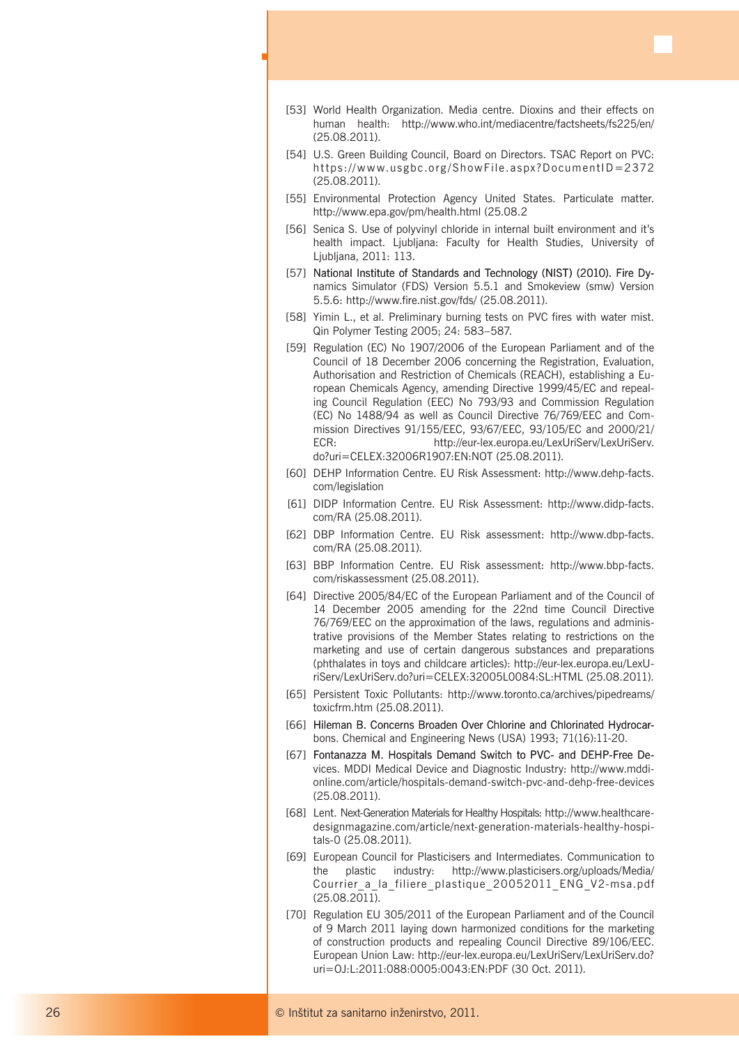[53] World Health Organization. Media centre. Dioxins and their effects on human health: http://www.who.int/mediacentre/factsheets/fs225/en/ (25.08.2011).

[54] U.S. Green Building Council, Board on Directors. TSAC Report on PVC: https://www.usgbc.org/ShowFile.aspx?DocumentID=2372 (25.08.2011).

[55] Environmental Protection Agency United States. Particulate matter. http://www.epa.gov/pm/health.html (25.08.2

[56] Senica S. Use of polyvinyl chloride in internal built environment and it's health impact. Ljubljana: Faculty for Health Studies, University of Ljubljana, 2011: 113.

[57] National Institute of Standards and Technology (NIST) (2010). Fire Dynamics Simulator (FDS) Version 5.5.1 and Smokeview (smw) Version 5.5.6: http://www.fire.nist.gov/fds/ (25.08.2011).

[58] Yimin L., et al. Preliminary burning tests on PVC fires with water mist. Qin Polymer Testing 2005; 24: 583–587.

[59] Regulation (EC) No 1907/2006 of the European Parliament and of the Council of 18 December 2006 concerning the Registration, Evaluation, Authorisation and Restriction of Chemicals (REACH), establishing a European Chemicals Agency, amending Directive 1999/45/EC and repealing Council Regulation (EEC) No 793/93 and Commission Regulation (EC) No 1488/94 as well as Council Directive 76/769/EEC and Commission Directives 91/155/EEC, 93/67/EEC, 93/105/EC and 2000/21/ECR: http://eur-lex.europa.eu/LexUriServ/LexUriServ.do?uri=CELEX:32006R1907:EN:NOT (25.08.2011).

[60] DEHP Information Centre. EU Risk Assessment: http://www.dehp-facts.com/legislation

[61] DIDP Information Centre. EU Risk Assessment: http://www.didp-facts.com/RA (25.08.2011).

[62] DBP Information Centre. EU Risk assessment: http://www.dbp-facts.com/RA (25.08.2011).

[63] BBP Information Centre. EU Risk assessment: http://www.bbp-facts.com/riskassessment (25.08.2011).

[64] Directive 2005/84/EC of the European Parliament and of the Council of 14 December 2005 amending for the 22nd time Council Directive 76/769/EEC on the approximation of the laws, regulations and administrative provisions of the Member States relating to restrictions on the marketing and use of certain dangerous substances and preparations (phthalates in toys and childcare articles): http://eur-lex.europa.eu/LexUriServ/LexUriServ.do?uri=CELEX:32005L0084:SL:HTML (25.08.2011).

[65] Persistent Toxic Pollutants: http://www.toronto.ca/archives/pipedreams/toxicfrm.htm (25.08.2011).

[66] Hileman B. Concerns Broaden Over Chlorine and Chlorinated Hydrocarbons. Chemical and Engineering News (USA) 1993; 71(16):11-20.

[67] Fontanazza M. Hospitals Demand Switch to PVC- and DEHP-Free Devices. MDDI Medical Device and Diagnostic Industry: http://www.mddionline.com/article/hospitals-demand-switch-pvc-and-dehp-free-devices (25.08.2011).

[68] Lent. Next-Generation Materials for Healthy Hospitals: http://www.healthcaredesignmagazine.com/article/next-generation-materials-healthy-hospitals-0 (25.08.2011).

[69] European Council for Plasticisers and Intermediates. Communication to the plastic industry: http://www.plasticisers.org/uploads/Media/Courrier_a_la_filiere_plastique_20052011_ENG_V2-msa.pdf (25.08.2011).

[70] Regulation EU 305/2011 of the European Parliament and of the Council of 9 March 2011 laying down harmonized conditions for the marketing of construction products and repealing Council Directive 89/106/EEC. European Union Law: http://eur-lex.europa.eu/LexUriServ/LexUriServ.do?uri=OJ:L:2011:088:0005:0043:EN:PDF (30 Oct. 2011).